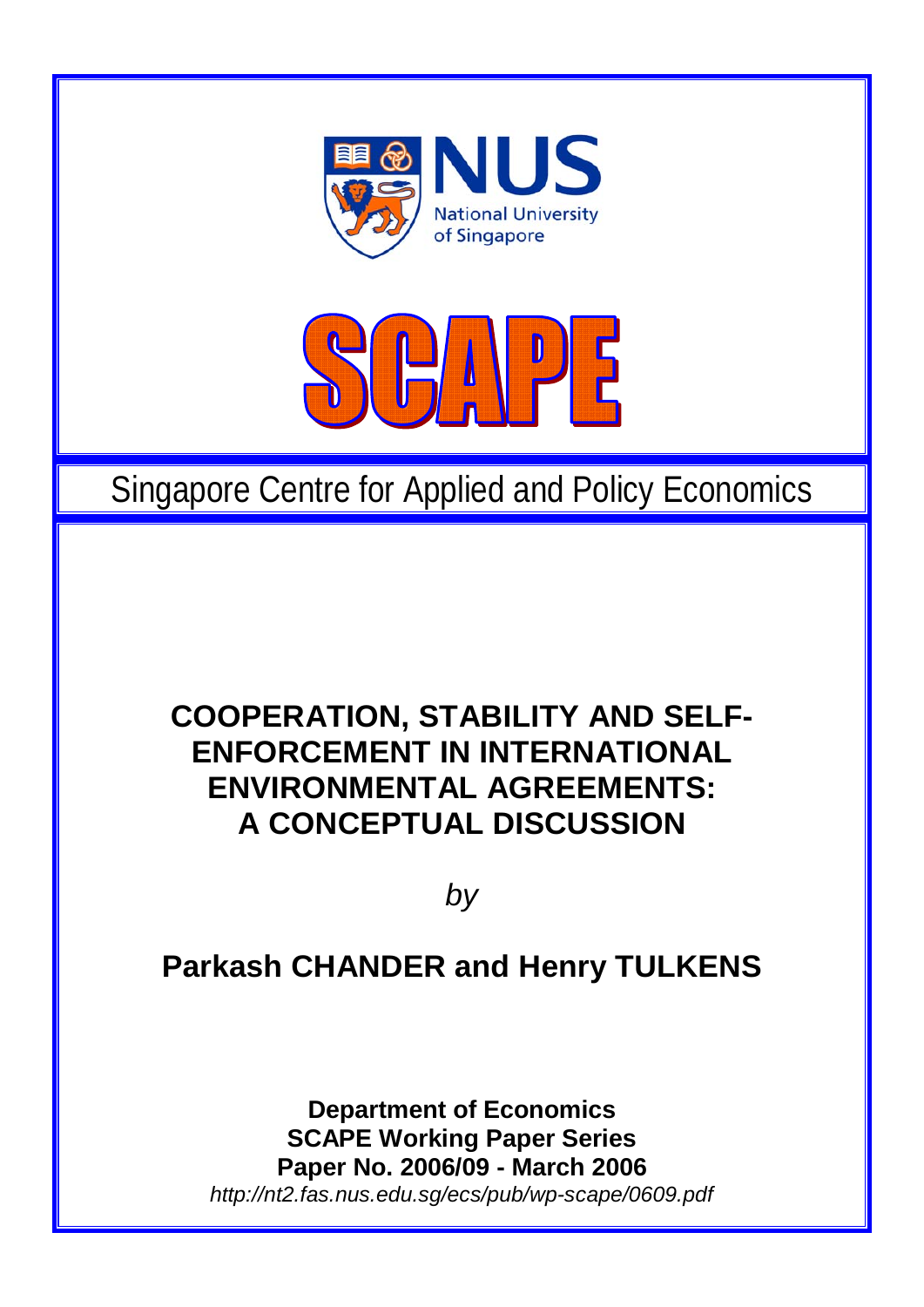NUS

National University of Singapore

SCAPE

Singapore Centre for Applied and Policy Economics

# COOPERATION, STABILITY AND SELF-ENFORCEMENT IN INTERNATIONAL ENVIRONMENTAL AGREEMENTS: A CONCEPTUAL DISCUSSION

*by*

**Parkash CHANDER and Henry TULKENS**

**Department of Economics**
**SCAPE Working Paper Series**
**Paper No. 2006/09 - March 2006**
*http://nt2.fas.nus.edu.sg/ecs/pub/wp-scape/0609.pdf*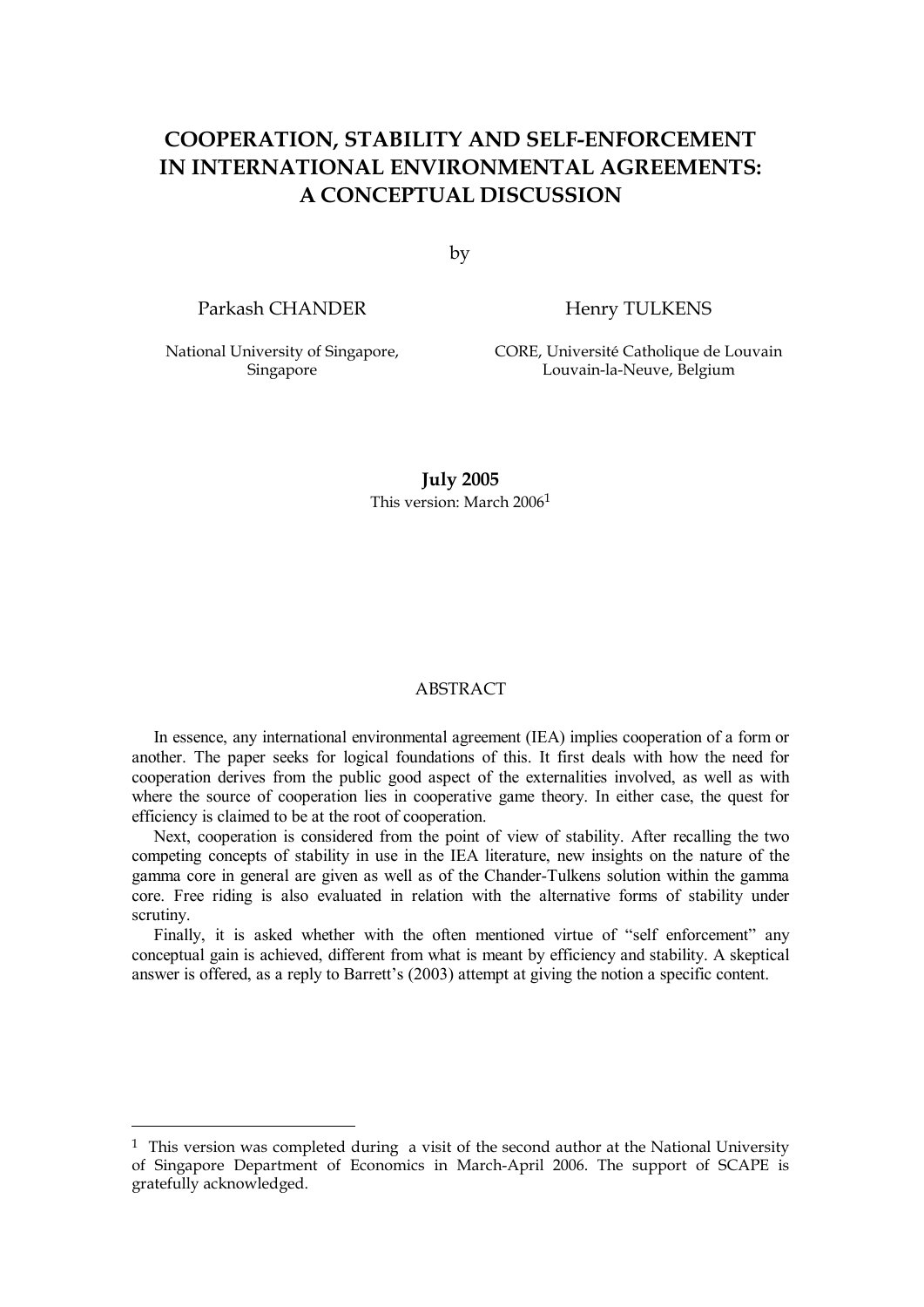# COOPERATION, STABILITY AND SELF-ENFORCEMENT IN INTERNATIONAL ENVIRONMENTAL AGREEMENTS: A CONCEPTUAL DISCUSSION

by

Parkash CHANDER

National University of Singapore, Singapore

Henry TULKENS

CORE, Université Catholique de Louvain
Louvain-la-Neuve, Belgium

**July 2005**

This version: March 2006[1]

ABSTRACT

In essence, any international environmental agreement (IEA) implies cooperation of a form or another. The paper seeks for logical foundations of this. It first deals with how the need for cooperation derives from the public good aspect of the externalities involved, as well as with where the source of cooperation lies in cooperative game theory. In either case, the quest for efficiency is claimed to be at the root of cooperation.

Next, cooperation is considered from the point of view of stability. After recalling the two competing concepts of stability in use in the IEA literature, new insights on the nature of the gamma core in general are given as well as of the Chander-Tulkens solution within the gamma core. Free riding is also evaluated in relation with the alternative forms of stability under scrutiny.

Finally, it is asked whether with the often mentioned virtue of "self enforcement" any conceptual gain is achieved, different from what is meant by efficiency and stability. A skeptical answer is offered, as a reply to Barrett's (2003) attempt at giving the notion a specific content.

---

[1] This version was completed during a visit of the second author at the National University of Singapore Department of Economics in March-April 2006. The support of SCAPE is gratefully acknowledged.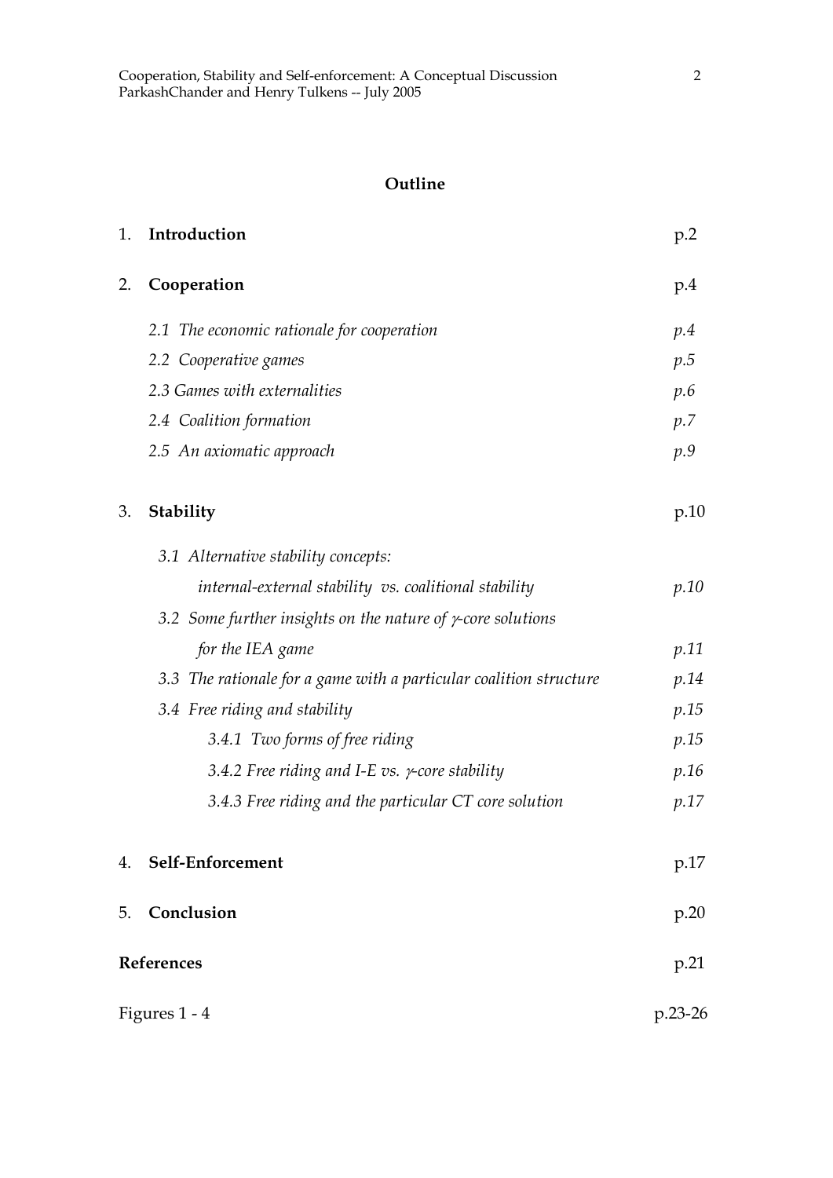## Outline

| | | |
|---|---|---|
| 1. | **Introduction** | p.2 |
| 2. | **Cooperation** | p.4 |
| | *2.1 The economic rationale for cooperation* | *p.4* |
| | *2.2 Cooperative games* | *p.5* |
| | *2.3 Games with externalities* | *p.6* |
| | *2.4 Coalition formation* | *p.7* |
| | *2.5 An axiomatic approach* | *p.9* |
| 3. | **Stability** | p.10 |
| | *3.1 Alternative stability concepts: internal-external stability vs. coalitional stability* | *p.10* |
| | *3.2 Some further insights on the nature of $\gamma$-core solutions for the IEA game* | *p.11* |
| | *3.3 The rationale for a game with a particular coalition structure* | *p.14* |
| | *3.4 Free riding and stability* | *p.15* |
| | *3.4.1 Two forms of free riding* | *p.15* |
| | *3.4.2 Free riding and I-E vs. $\gamma$-core stability* | *p.16* |
| | *3.4.3 Free riding and the particular CT core solution* | *p.17* |
| 4. | **Self-Enforcement** | p.17 |
| 5. | **Conclusion** | p.20 |
| | **References** | p.21 |
| | Figures 1 - 4 | p.23-26 |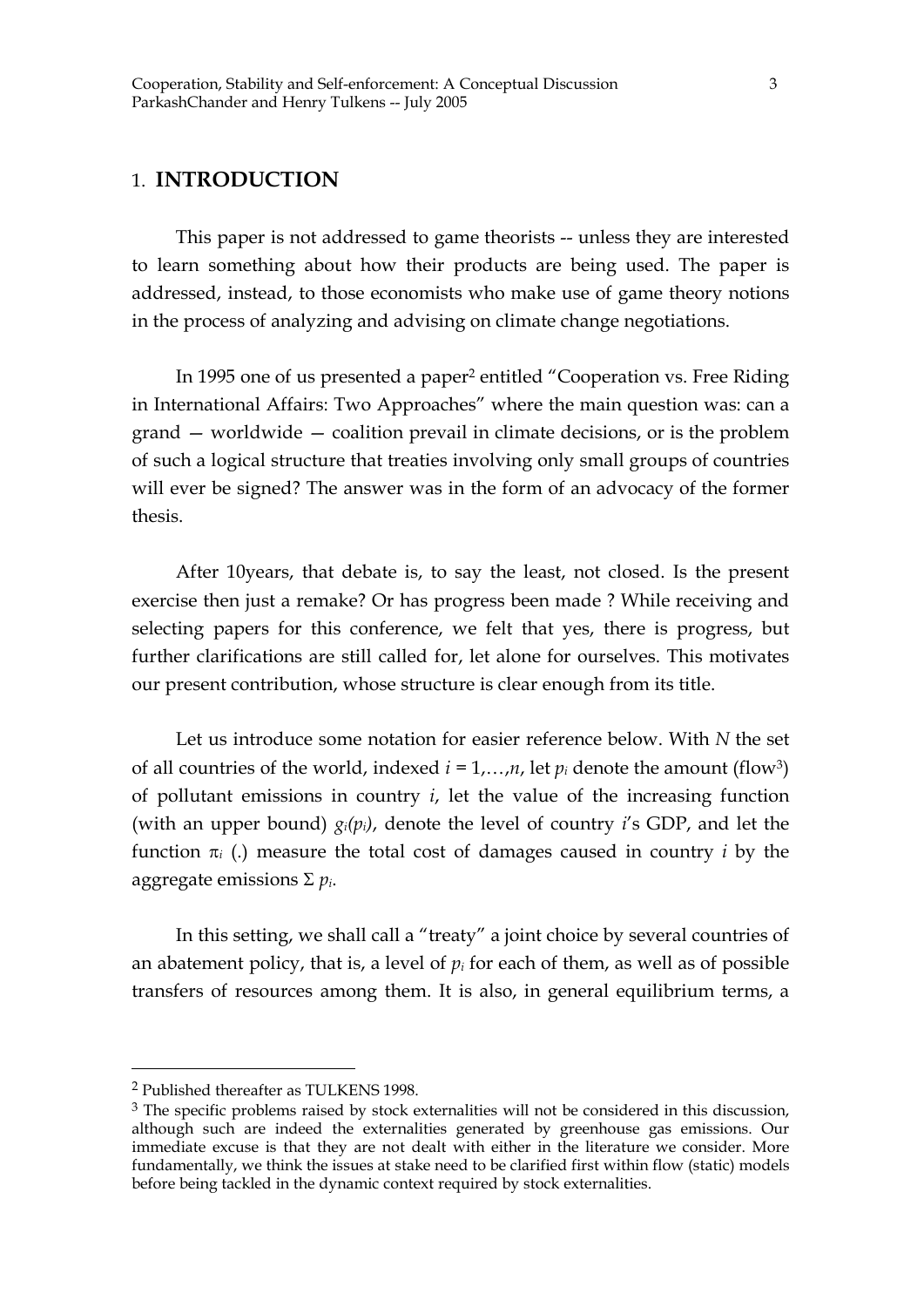# 1. INTRODUCTION

This paper is not addressed to game theorists -- unless they are interested to learn something about how their products are being used. The paper is addressed, instead, to those economists who make use of game theory notions in the process of analyzing and advising on climate change negotiations.

In 1995 one of us presented a paper[2] entitled "Cooperation vs. Free Riding in International Affairs: Two Approaches" where the main question was: can a grand — worldwide — coalition prevail in climate decisions, or is the problem of such a logical structure that treaties involving only small groups of countries will ever be signed? The answer was in the form of an advocacy of the former thesis.

After 10years, that debate is, to say the least, not closed. Is the present exercise then just a remake? Or has progress been made ? While receiving and selecting papers for this conference, we felt that yes, there is progress, but further clarifications are still called for, let alone for ourselves. This motivates our present contribution, whose structure is clear enough from its title.

Let us introduce some notation for easier reference below. With $N$ the set of all countries of the world, indexed $i = 1,\ldots,n$, let $p_i$ denote the amount (flow[3]) of pollutant emissions in country $i$, let the value of the increasing function (with an upper bound) $g_i(p_i)$, denote the level of country $i$'s GDP, and let the function $\pi_i$ (.) measure the total cost of damages caused in country $i$ by the aggregate emissions $\Sigma\, p_i$.

In this setting, we shall call a "treaty" a joint choice by several countries of an abatement policy, that is, a level of $p_i$ for each of them, as well as of possible transfers of resources among them. It is also, in general equilibrium terms, a

---

[2] Published thereafter as TULKENS 1998.

[3] The specific problems raised by stock externalities will not be considered in this discussion, although such are indeed the externalities generated by greenhouse gas emissions. Our immediate excuse is that they are not dealt with either in the literature we consider. More fundamentally, we think the issues at stake need to be clarified first within flow (static) models before being tackled in the dynamic context required by stock externalities.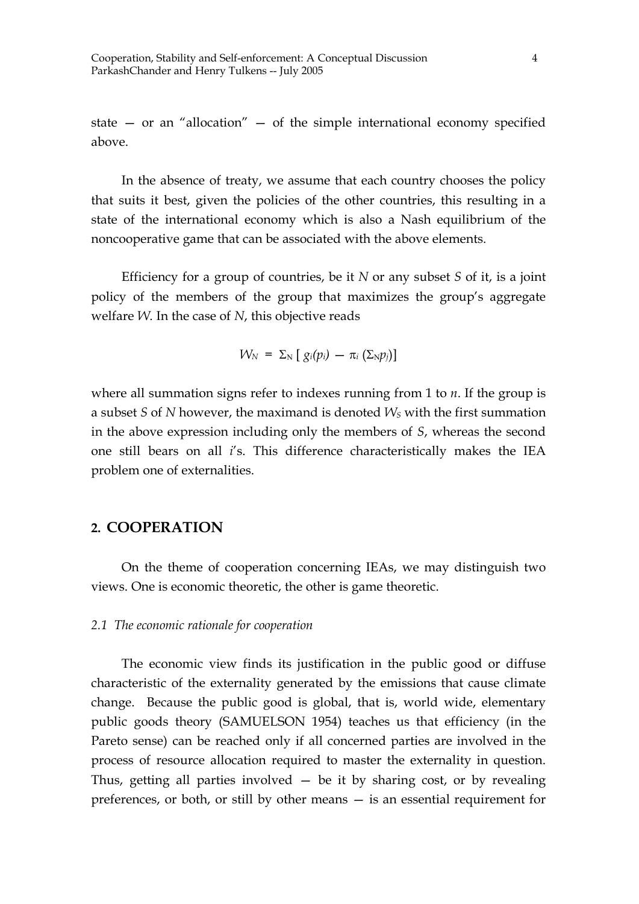state — or an "allocation" — of the simple international economy specified above.

In the absence of treaty, we assume that each country chooses the policy that suits it best, given the policies of the other countries, this resulting in a state of the international economy which is also a Nash equilibrium of the noncooperative game that can be associated with the above elements.

Efficiency for a group of countries, be it $N$ or any subset $S$ of it, is a joint policy of the members of the group that maximizes the group's aggregate welfare $W$. In the case of $N$, this objective reads

$$W_N = \Sigma_N [\, g_i(p_i) - \pi_i\,(\Sigma_N p_j)]$$

where all summation signs refer to indexes running from 1 to $n$. If the group is a subset $S$ of $N$ however, the maximand is denoted $W_S$ with the first summation in the above expression including only the members of $S$, whereas the second one still bears on all $i$'s. This difference characteristically makes the IEA problem one of externalities.

## 2. COOPERATION

On the theme of cooperation concerning IEAs, we may distinguish two views. One is economic theoretic, the other is game theoretic.

### *2.1 The economic rationale for cooperation*

The economic view finds its justification in the public good or diffuse characteristic of the externality generated by the emissions that cause climate change. Because the public good is global, that is, world wide, elementary public goods theory (SAMUELSON 1954) teaches us that efficiency (in the Pareto sense) can be reached only if all concerned parties are involved in the process of resource allocation required to master the externality in question. Thus, getting all parties involved — be it by sharing cost, or by revealing preferences, or both, or still by other means — is an essential requirement for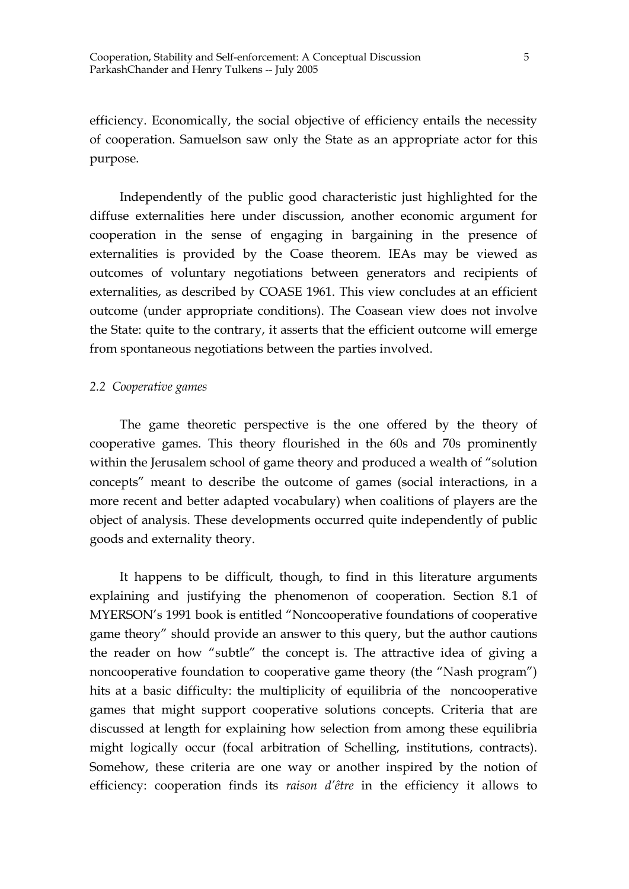efficiency. Economically, the social objective of efficiency entails the necessity of cooperation. Samuelson saw only the State as an appropriate actor for this purpose.

Independently of the public good characteristic just highlighted for the diffuse externalities here under discussion, another economic argument for cooperation in the sense of engaging in bargaining in the presence of externalities is provided by the Coase theorem. IEAs may be viewed as outcomes of voluntary negotiations between generators and recipients of externalities, as described by COASE 1961. This view concludes at an efficient outcome (under appropriate conditions). The Coasean view does not involve the State: quite to the contrary, it asserts that the efficient outcome will emerge from spontaneous negotiations between the parties involved.

### *2.2 Cooperative games*

The game theoretic perspective is the one offered by the theory of cooperative games. This theory flourished in the 60s and 70s prominently within the Jerusalem school of game theory and produced a wealth of "solution concepts" meant to describe the outcome of games (social interactions, in a more recent and better adapted vocabulary) when coalitions of players are the object of analysis. These developments occurred quite independently of public goods and externality theory.

It happens to be difficult, though, to find in this literature arguments explaining and justifying the phenomenon of cooperation. Section 8.1 of MYERSON's 1991 book is entitled "Noncooperative foundations of cooperative game theory" should provide an answer to this query, but the author cautions the reader on how "subtle" the concept is. The attractive idea of giving a noncooperative foundation to cooperative game theory (the "Nash program") hits at a basic difficulty: the multiplicity of equilibria of the noncooperative games that might support cooperative solutions concepts. Criteria that are discussed at length for explaining how selection from among these equilibria might logically occur (focal arbitration of Schelling, institutions, contracts). Somehow, these criteria are one way or another inspired by the notion of efficiency: cooperation finds its *raison d'être* in the efficiency it allows to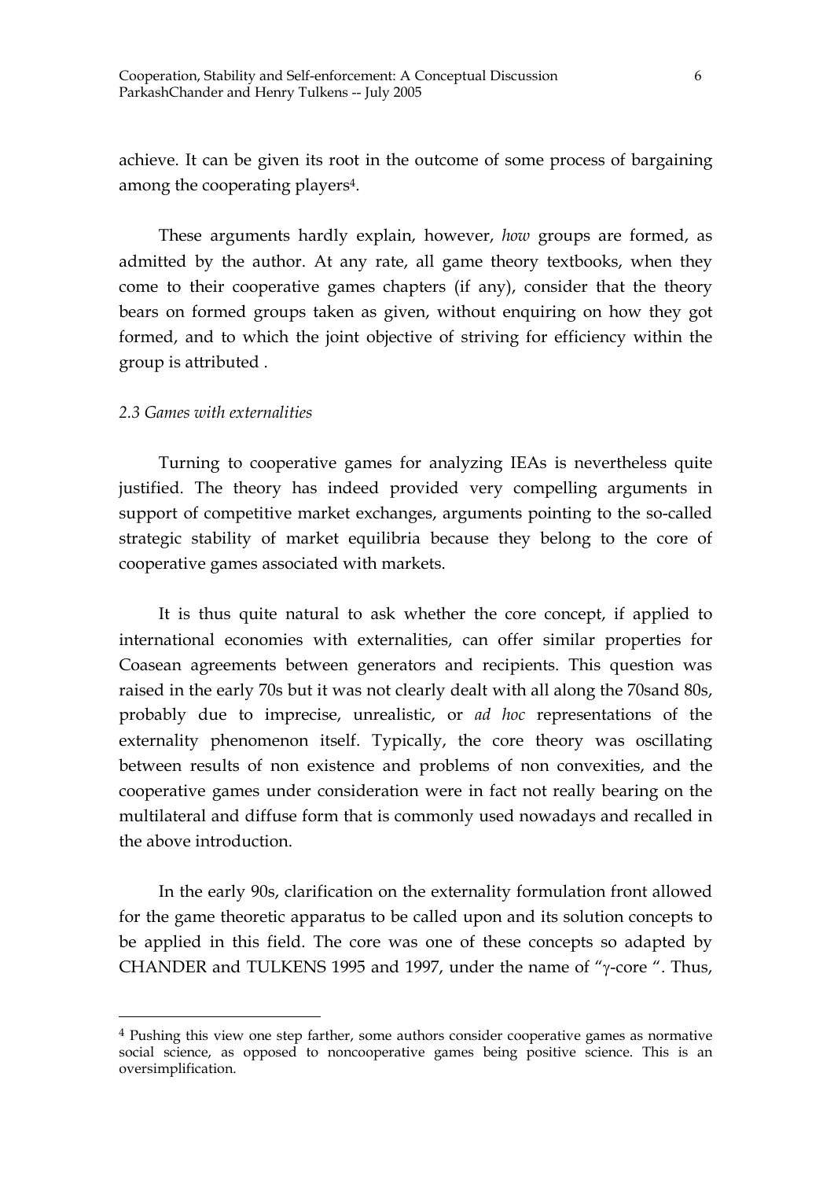achieve. It can be given its root in the outcome of some process of bargaining among the cooperating players[4].

These arguments hardly explain, however, *how* groups are formed, as admitted by the author. At any rate, all game theory textbooks, when they come to their cooperative games chapters (if any), consider that the theory bears on formed groups taken as given, without enquiring on how they got formed, and to which the joint objective of striving for efficiency within the group is attributed .

*2.3 Games with externalities*

Turning to cooperative games for analyzing IEAs is nevertheless quite justified. The theory has indeed provided very compelling arguments in support of competitive market exchanges, arguments pointing to the so-called strategic stability of market equilibria because they belong to the core of cooperative games associated with markets.

It is thus quite natural to ask whether the core concept, if applied to international economies with externalities, can offer similar properties for Coasean agreements between generators and recipients. This question was raised in the early 70s but it was not clearly dealt with all along the 70sand 80s, probably due to imprecise, unrealistic, or *ad hoc* representations of the externality phenomenon itself. Typically, the core theory was oscillating between results of non existence and problems of non convexities, and the cooperative games under consideration were in fact not really bearing on the multilateral and diffuse form that is commonly used nowadays and recalled in the above introduction.

In the early 90s, clarification on the externality formulation front allowed for the game theoretic apparatus to be called upon and its solution concepts to be applied in this field. The core was one of these concepts so adapted by CHANDER and TULKENS 1995 and 1997, under the name of "$\gamma$-core ". Thus,

[4] Pushing this view one step farther, some authors consider cooperative games as normative social science, as opposed to noncooperative games being positive science. This is an oversimplification.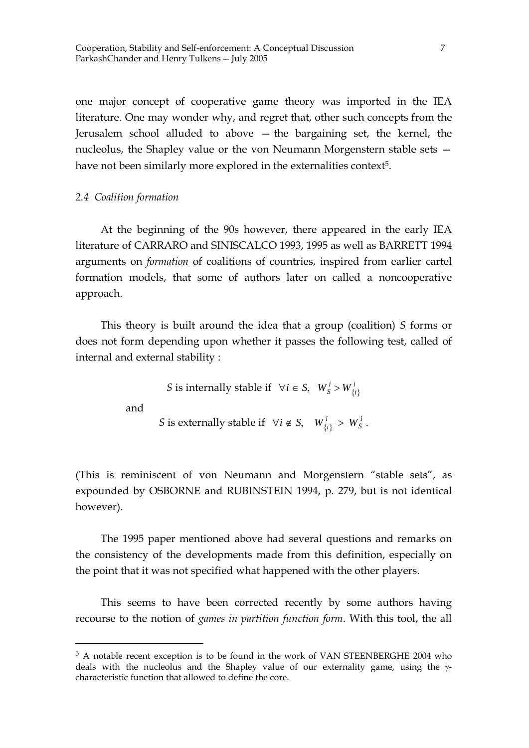one major concept of cooperative game theory was imported in the IEA literature. One may wonder why, and regret that, other such concepts from the Jerusalem school alluded to above — the bargaining set, the kernel, the nucleolus, the Shapley value or the von Neumann Morgenstern stable sets — have not been similarly more explored in the externalities context[5].

### *2.4 Coalition formation*

At the beginning of the 90s however, there appeared in the early IEA literature of CARRARO and SINISCALCO 1993, 1995 as well as BARRETT 1994 arguments on *formation* of coalitions of countries, inspired from earlier cartel formation models, that some of authors later on called a noncooperative approach.

This theory is built around the idea that a group (coalition) *S* forms or does not form depending upon whether it passes the following test, called of internal and external stability :

$$S \text{ is internally stable if } \forall i \in S, \;\; W_S^i > W_{\{i\}}^i$$

and

$$S \text{ is externally stable if } \forall i \notin S, \;\; W_{\{i\}}^i > W_S^i \,.$$

(This is reminiscent of von Neumann and Morgenstern "stable sets", as expounded by OSBORNE and RUBINSTEIN 1994, p. 279, but is not identical however).

The 1995 paper mentioned above had several questions and remarks on the consistency of the developments made from this definition, especially on the point that it was not specified what happened with the other players.

This seems to have been corrected recently by some authors having recourse to the notion of *games in partition function form*. With this tool, the all

---

[5] A notable recent exception is to be found in the work of VAN STEENBERGHE 2004 who deals with the nucleolus and the Shapley value of our externality game, using the $\gamma$-characteristic function that allowed to define the core.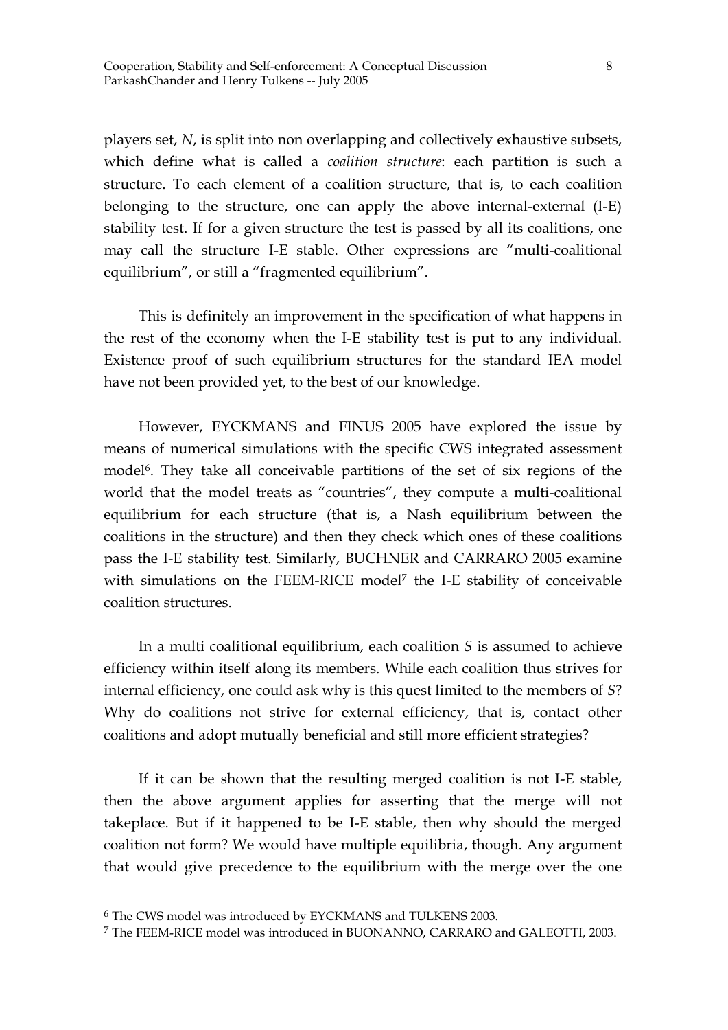players set, *N*, is split into non overlapping and collectively exhaustive subsets, which define what is called a *coalition structure*: each partition is such a structure. To each element of a coalition structure, that is, to each coalition belonging to the structure, one can apply the above internal-external (I-E) stability test. If for a given structure the test is passed by all its coalitions, one may call the structure I-E stable. Other expressions are "multi-coalitional equilibrium", or still a "fragmented equilibrium".

This is definitely an improvement in the specification of what happens in the rest of the economy when the I-E stability test is put to any individual. Existence proof of such equilibrium structures for the standard IEA model have not been provided yet, to the best of our knowledge.

However, EYCKMANS and FINUS 2005 have explored the issue by means of numerical simulations with the specific CWS integrated assessment model[6]. They take all conceivable partitions of the set of six regions of the world that the model treats as "countries", they compute a multi-coalitional equilibrium for each structure (that is, a Nash equilibrium between the coalitions in the structure) and then they check which ones of these coalitions pass the I-E stability test. Similarly, BUCHNER and CARRARO 2005 examine with simulations on the FEEM-RICE model[7] the I-E stability of conceivable coalition structures.

In a multi coalitional equilibrium, each coalition *S* is assumed to achieve efficiency within itself along its members. While each coalition thus strives for internal efficiency, one could ask why is this quest limited to the members of *S*? Why do coalitions not strive for external efficiency, that is, contact other coalitions and adopt mutually beneficial and still more efficient strategies?

If it can be shown that the resulting merged coalition is not I-E stable, then the above argument applies for asserting that the merge will not takeplace. But if it happened to be I-E stable, then why should the merged coalition not form? We would have multiple equilibria, though. Any argument that would give precedence to the equilibrium with the merge over the one

[6] The CWS model was introduced by EYCKMANS and TULKENS 2003.

[7] The FEEM-RICE model was introduced in BUONANNO, CARRARO and GALEOTTI, 2003.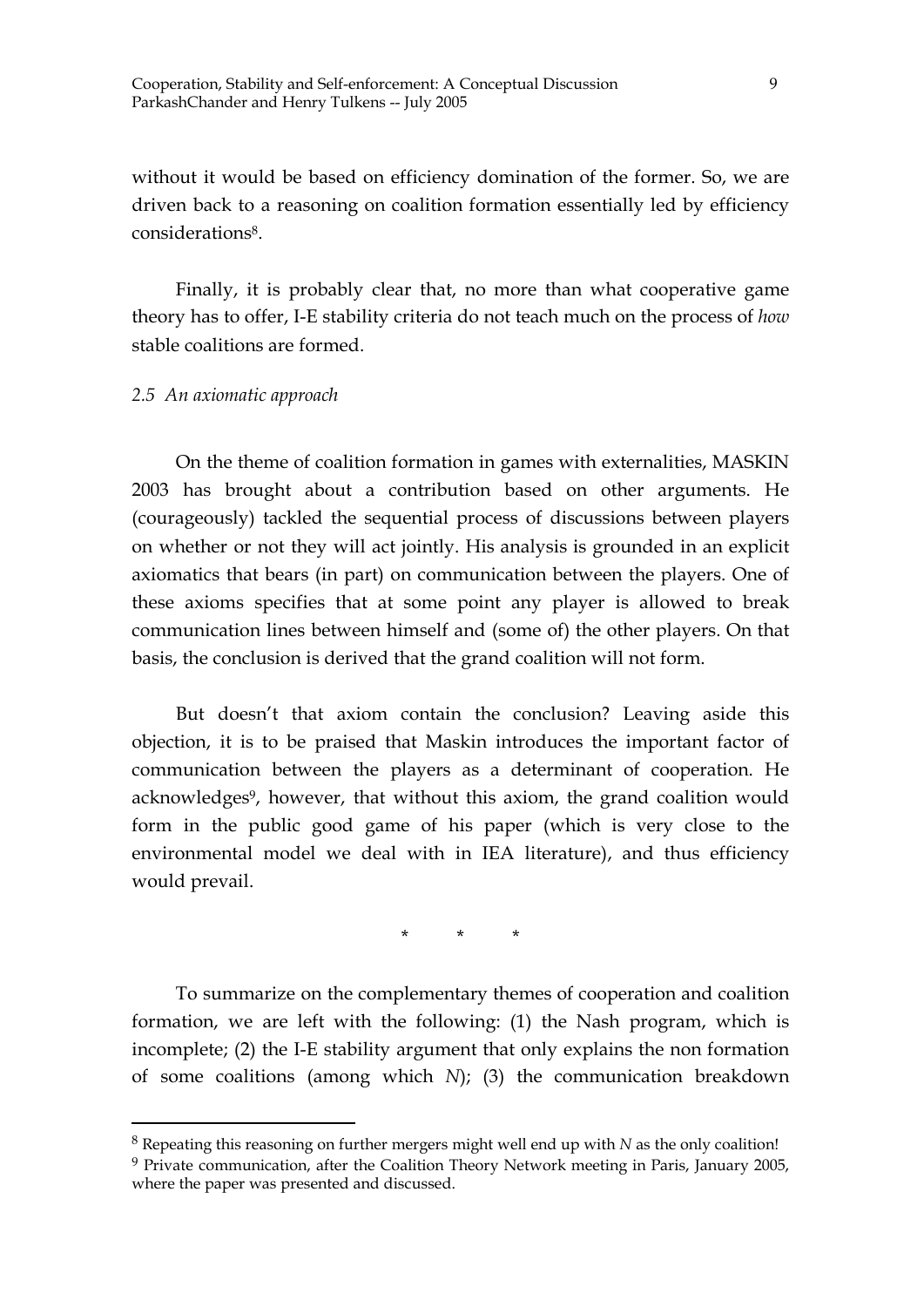without it would be based on efficiency domination of the former. So, we are driven back to a reasoning on coalition formation essentially led by efficiency considerations[8].

Finally, it is probably clear that, no more than what cooperative game theory has to offer, I-E stability criteria do not teach much on the process of *how* stable coalitions are formed.

### *2.5 An axiomatic approach*

On the theme of coalition formation in games with externalities, MASKIN 2003 has brought about a contribution based on other arguments. He (courageously) tackled the sequential process of discussions between players on whether or not they will act jointly. His analysis is grounded in an explicit axiomatics that bears (in part) on communication between the players. One of these axioms specifies that at some point any player is allowed to break communication lines between himself and (some of) the other players. On that basis, the conclusion is derived that the grand coalition will not form.

But doesn't that axiom contain the conclusion? Leaving aside this objection, it is to be praised that Maskin introduces the important factor of communication between the players as a determinant of cooperation. He acknowledges[9], however, that without this axiom, the grand coalition would form in the public good game of his paper (which is very close to the environmental model we deal with in IEA literature), and thus efficiency would prevail.

\* \* \*

To summarize on the complementary themes of cooperation and coalition formation, we are left with the following: (1) the Nash program, which is incomplete; (2) the I-E stability argument that only explains the non formation of some coalitions (among which $N$); (3) the communication breakdown

---

[8] Repeating this reasoning on further mergers might well end up with $N$ as the only coalition!

[9] Private communication, after the Coalition Theory Network meeting in Paris, January 2005, where the paper was presented and discussed.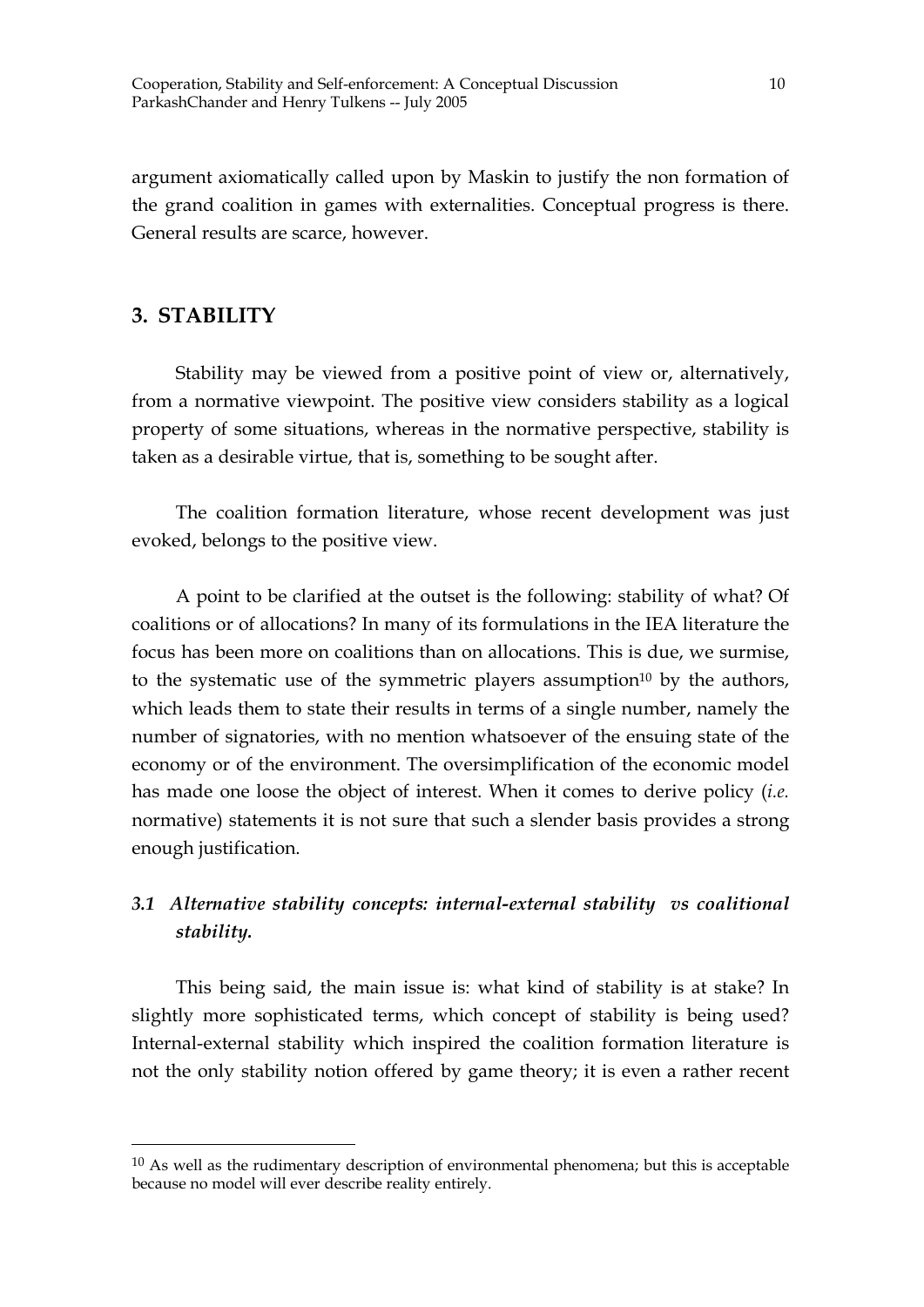argument axiomatically called upon by Maskin to justify the non formation of the grand coalition in games with externalities. Conceptual progress is there. General results are scarce, however.

## 3. STABILITY

Stability may be viewed from a positive point of view or, alternatively, from a normative viewpoint. The positive view considers stability as a logical property of some situations, whereas in the normative perspective, stability is taken as a desirable virtue, that is, something to be sought after.

The coalition formation literature, whose recent development was just evoked, belongs to the positive view.

A point to be clarified at the outset is the following: stability of what? Of coalitions or of allocations? In many of its formulations in the IEA literature the focus has been more on coalitions than on allocations. This is due, we surmise, to the systematic use of the symmetric players assumption[10] by the authors, which leads them to state their results in terms of a single number, namely the number of signatories, with no mention whatsoever of the ensuing state of the economy or of the environment. The oversimplification of the economic model has made one loose the object of interest. When it comes to derive policy (*i.e.* normative) statements it is not sure that such a slender basis provides a strong enough justification.

### *3.1 Alternative stability concepts: internal-external stability vs coalitional stability.*

This being said, the main issue is: what kind of stability is at stake? In slightly more sophisticated terms, which concept of stability is being used? Internal-external stability which inspired the coalition formation literature is not the only stability notion offered by game theory; it is even a rather recent

[10] As well as the rudimentary description of environmental phenomena; but this is acceptable because no model will ever describe reality entirely.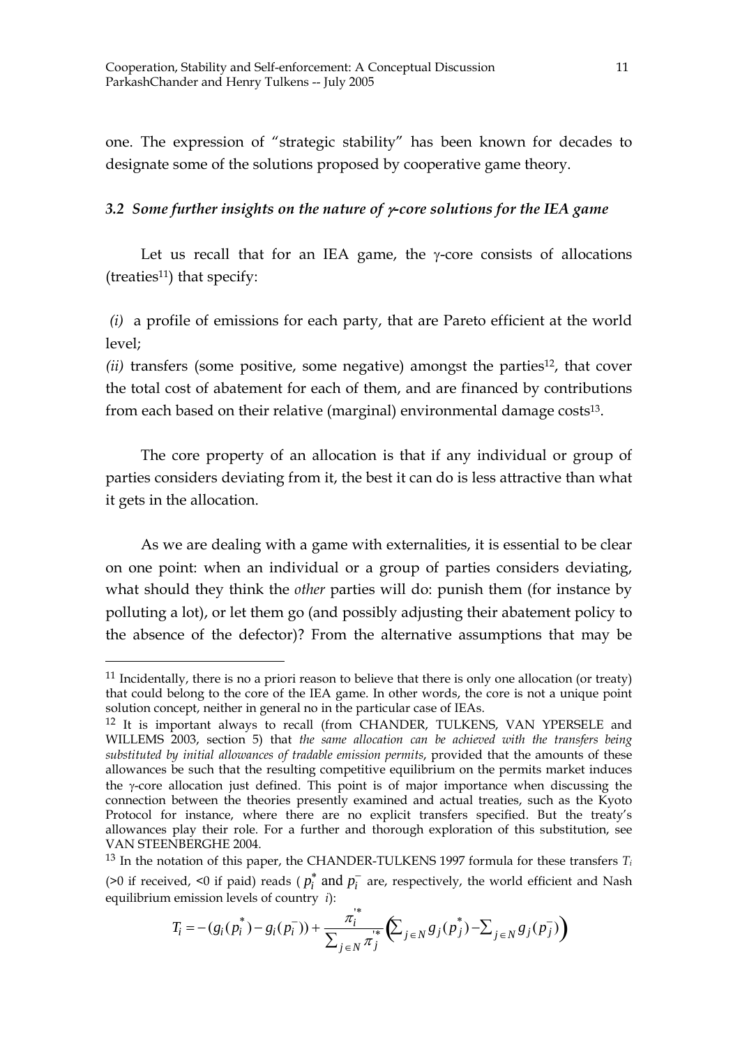one. The expression of "strategic stability" has been known for decades to designate some of the solutions proposed by cooperative game theory.

### *3.2 Some further insights on the nature of γ-core solutions for the IEA game*

Let us recall that for an IEA game, the γ-core consists of allocations (treaties[11]) that specify:

*(i)* a profile of emissions for each party, that are Pareto efficient at the world level;

*(ii)* transfers (some positive, some negative) amongst the parties[12], that cover the total cost of abatement for each of them, and are financed by contributions from each based on their relative (marginal) environmental damage costs[13].

The core property of an allocation is that if any individual or group of parties considers deviating from it, the best it can do is less attractive than what it gets in the allocation.

As we are dealing with a game with externalities, it is essential to be clear on one point: when an individual or a group of parties considers deviating, what should they think the *other* parties will do: punish them (for instance by polluting a lot), or let them go (and possibly adjusting their abatement policy to the absence of the defector)? From the alternative assumptions that may be

---

[11] Incidentally, there is no a priori reason to believe that there is only one allocation (or treaty) that could belong to the core of the IEA game. In other words, the core is not a unique point solution concept, neither in general no in the particular case of IEAs.

[12] It is important always to recall (from CHANDER, TULKENS, VAN YPERSELE and WILLEMS 2003, section 5) that *the same allocation can be achieved with the transfers being substituted by initial allowances of tradable emission permits*, provided that the amounts of these allowances be such that the resulting competitive equilibrium on the permits market induces the γ-core allocation just defined. This point is of major importance when discussing the connection between the theories presently examined and actual treaties, such as the Kyoto Protocol for instance, where there are no explicit transfers specified. But the treaty's allowances play their role. For a further and thorough exploration of this substitution, see VAN STEENBERGHE 2004.

[13] In the notation of this paper, the CHANDER-TULKENS 1997 formula for these transfers $T_i$ (>0 if received, <0 if paid) reads ( $p_i^*$ and $p_i^-$ are, respectively, the world efficient and Nash equilibrium emission levels of country $i$):

$$T_i = -(g_i(p_i^*) - g_i(p_i^-)) + \frac{\pi_i^{'*}}{\sum_{j \in N} \pi_j^{'*}} \left( \sum_{j \in N} g_j(p_j^*) - \sum_{j \in N} g_j(p_j^-) \right)$$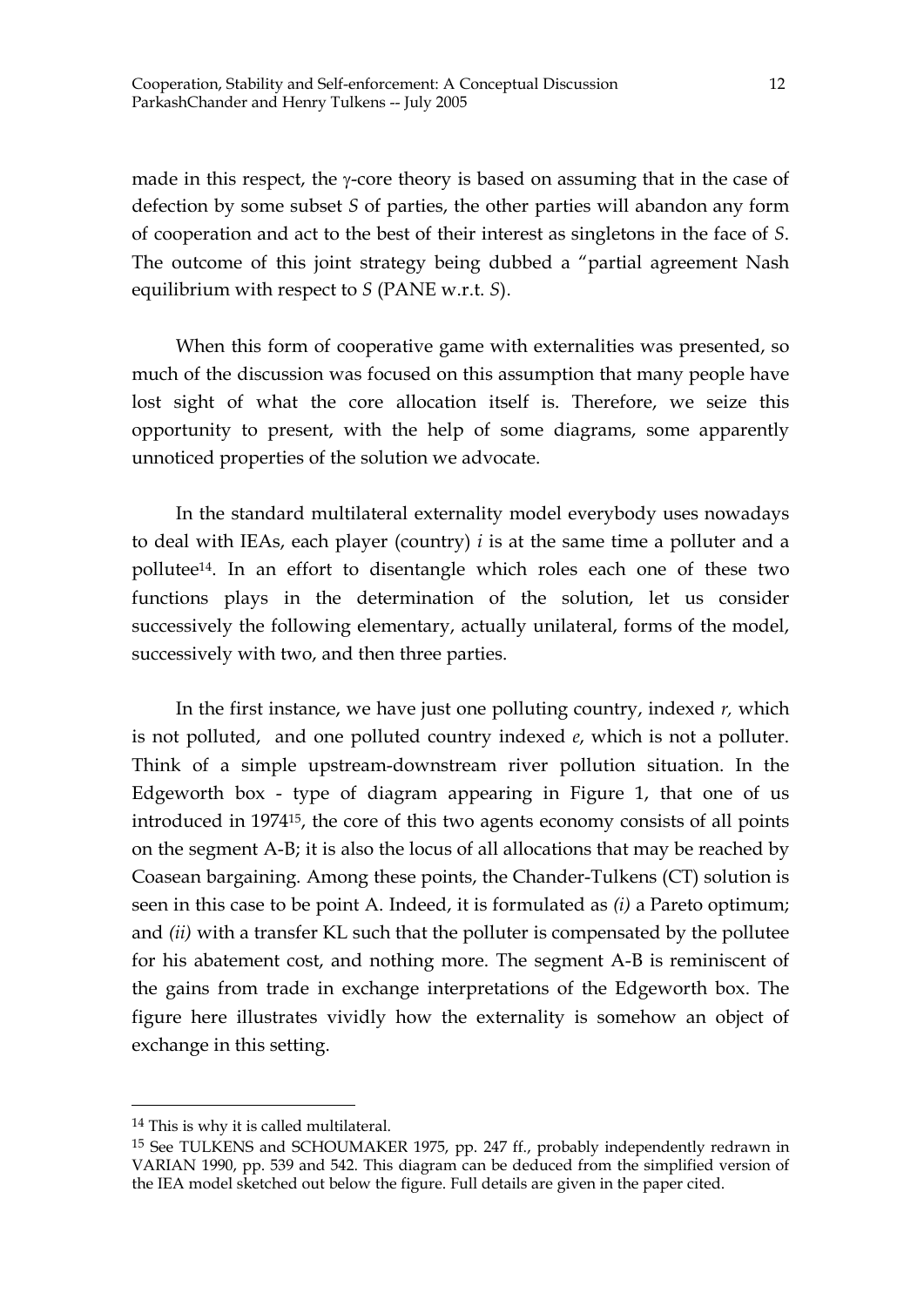made in this respect, the γ-core theory is based on assuming that in the case of defection by some subset *S* of parties, the other parties will abandon any form of cooperation and act to the best of their interest as singletons in the face of *S*. The outcome of this joint strategy being dubbed a "partial agreement Nash equilibrium with respect to *S* (PANE w.r.t. *S*).

When this form of cooperative game with externalities was presented, so much of the discussion was focused on this assumption that many people have lost sight of what the core allocation itself is. Therefore, we seize this opportunity to present, with the help of some diagrams, some apparently unnoticed properties of the solution we advocate.

In the standard multilateral externality model everybody uses nowadays to deal with IEAs, each player (country) *i* is at the same time a polluter and a pollutee[14]. In an effort to disentangle which roles each one of these two functions plays in the determination of the solution, let us consider successively the following elementary, actually unilateral, forms of the model, successively with two, and then three parties.

In the first instance, we have just one polluting country, indexed *r,* which is not polluted, and one polluted country indexed *e*, which is not a polluter. Think of a simple upstream-downstream river pollution situation. In the Edgeworth box - type of diagram appearing in Figure 1, that one of us introduced in 1974[15], the core of this two agents economy consists of all points on the segment A-B; it is also the locus of all allocations that may be reached by Coasean bargaining. Among these points, the Chander-Tulkens (CT) solution is seen in this case to be point A. Indeed, it is formulated as *(i)* a Pareto optimum; and *(ii)* with a transfer KL such that the polluter is compensated by the pollutee for his abatement cost, and nothing more. The segment A-B is reminiscent of the gains from trade in exchange interpretations of the Edgeworth box. The figure here illustrates vividly how the externality is somehow an object of exchange in this setting.

---

[14] This is why it is called multilateral.

[15] See TULKENS and SCHOUMAKER 1975, pp. 247 ff., probably independently redrawn in VARIAN 1990, pp. 539 and 542. This diagram can be deduced from the simplified version of the IEA model sketched out below the figure. Full details are given in the paper cited.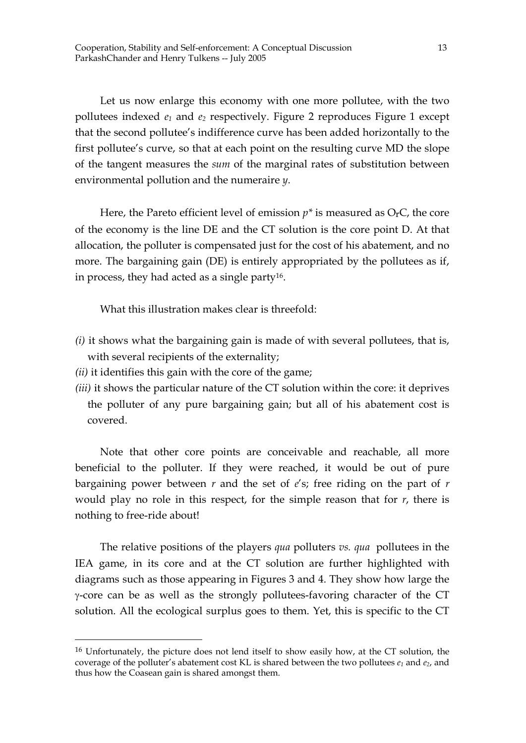Let us now enlarge this economy with one more pollutee, with the two pollutees indexed $e_1$ and $e_2$ respectively. Figure 2 reproduces Figure 1 except that the second pollutee's indifference curve has been added horizontally to the first pollutee's curve, so that at each point on the resulting curve MD the slope of the tangent measures the *sum* of the marginal rates of substitution between environmental pollution and the numeraire *y*.

Here, the Pareto efficient level of emission $p^*$ is measured as $O_r$C, the core of the economy is the line DE and the CT solution is the core point D. At that allocation, the polluter is compensated just for the cost of his abatement, and no more. The bargaining gain (DE) is entirely appropriated by the pollutees as if, in process, they had acted as a single party[16].

What this illustration makes clear is threefold:

*(i)* it shows what the bargaining gain is made of with several pollutees, that is, with several recipients of the externality;

*(ii)* it identifies this gain with the core of the game;

*(iii)* it shows the particular nature of the CT solution within the core: it deprives the polluter of any pure bargaining gain; but all of his abatement cost is covered.

Note that other core points are conceivable and reachable, all more beneficial to the polluter. If they were reached, it would be out of pure bargaining power between *r* and the set of *e*'s; free riding on the part of *r* would play no role in this respect, for the simple reason that for *r*, there is nothing to free-ride about!

The relative positions of the players *qua* polluters *vs. qua* pollutees in the IEA game, in its core and at the CT solution are further highlighted with diagrams such as those appearing in Figures 3 and 4. They show how large the γ-core can be as well as the strongly pollutees-favoring character of the CT solution. All the ecological surplus goes to them. Yet, this is specific to the CT

---

[16] Unfortunately, the picture does not lend itself to show easily how, at the CT solution, the coverage of the polluter's abatement cost KL is shared between the two pollutees $e_1$ and $e_2$, and thus how the Coasean gain is shared amongst them.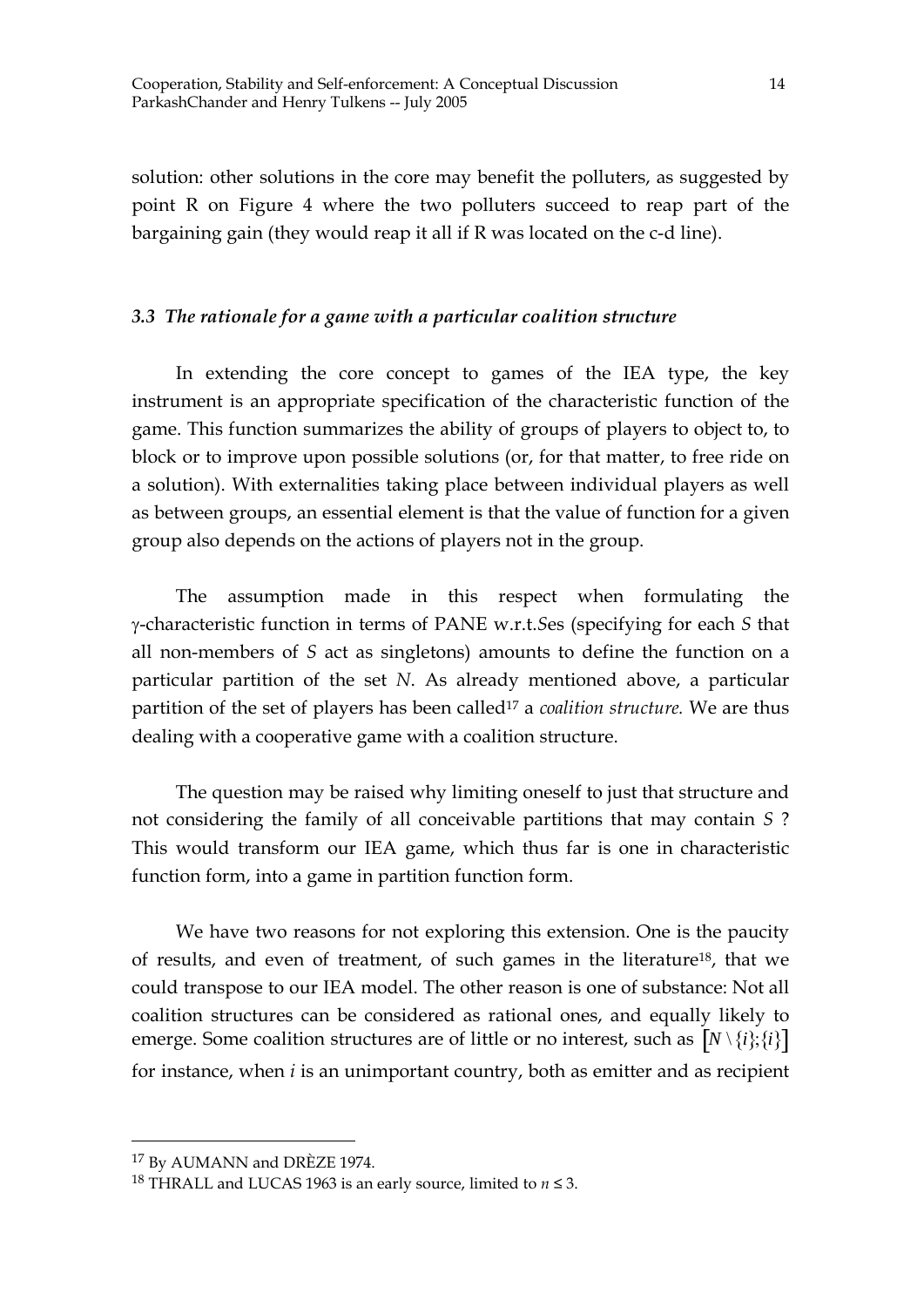solution: other solutions in the core may benefit the polluters, as suggested by point R on Figure 4 where the two polluters succeed to reap part of the bargaining gain (they would reap it all if R was located on the c-d line).

### *3.3 The rationale for a game with a particular coalition structure*

In extending the core concept to games of the IEA type, the key instrument is an appropriate specification of the characteristic function of the game. This function summarizes the ability of groups of players to object to, to block or to improve upon possible solutions (or, for that matter, to free ride on a solution). With externalities taking place between individual players as well as between groups, an essential element is that the value of function for a given group also depends on the actions of players not in the group.

The assumption made in this respect when formulating the $\gamma$-characteristic function in terms of PANE w.r.t.*S*es (specifying for each *S* that all non-members of *S* act as singletons) amounts to define the function on a particular partition of the set *N*. As already mentioned above, a particular partition of the set of players has been called[17] a *coalition structure.* We are thus dealing with a cooperative game with a coalition structure.

The question may be raised why limiting oneself to just that structure and not considering the family of all conceivable partitions that may contain *S* ? This would transform our IEA game, which thus far is one in characteristic function form, into a game in partition function form.

We have two reasons for not exploring this extension. One is the paucity of results, and even of treatment, of such games in the literature[18], that we could transpose to our IEA model. The other reason is one of substance: Not all coalition structures can be considered as rational ones, and equally likely to emerge. Some coalition structures are of little or no interest, such as $[N \setminus \{i\}; \{i\}]$ for instance, when *i* is an unimportant country, both as emitter and as recipient

---

[17] By AUMANN and DRÈZE 1974.

[18] THRALL and LUCAS 1963 is an early source, limited to $n \leq 3$.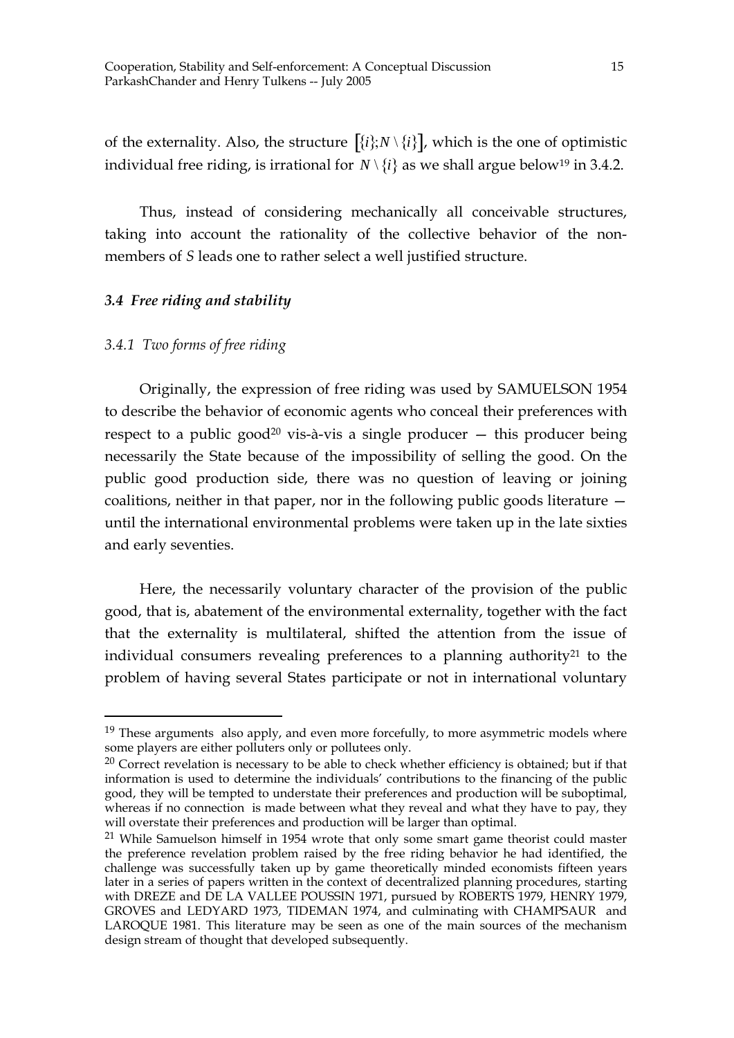of the externality. Also, the structure $[\{i\}; N \setminus \{i\}]$, which is the one of optimistic individual free riding, is irrational for $N \setminus \{i\}$ as we shall argue below[19] in 3.4.2.

Thus, instead of considering mechanically all conceivable structures, taking into account the rationality of the collective behavior of the non-members of $S$ leads one to rather select a well justified structure.

### *3.4 Free riding and stability*

#### *3.4.1 Two forms of free riding*

Originally, the expression of free riding was used by SAMUELSON 1954 to describe the behavior of economic agents who conceal their preferences with respect to a public good[20] vis-à-vis a single producer — this producer being necessarily the State because of the impossibility of selling the good. On the public good production side, there was no question of leaving or joining coalitions, neither in that paper, nor in the following public goods literature — until the international environmental problems were taken up in the late sixties and early seventies.

Here, the necessarily voluntary character of the provision of the public good, that is, abatement of the environmental externality, together with the fact that the externality is multilateral, shifted the attention from the issue of individual consumers revealing preferences to a planning authority[21] to the problem of having several States participate or not in international voluntary

---

[19] These arguments also apply, and even more forcefully, to more asymmetric models where some players are either polluters only or pollutees only.

[20] Correct revelation is necessary to be able to check whether efficiency is obtained; but if that information is used to determine the individuals' contributions to the financing of the public good, they will be tempted to understate their preferences and production will be suboptimal, whereas if no connection is made between what they reveal and what they have to pay, they will overstate their preferences and production will be larger than optimal.

[21] While Samuelson himself in 1954 wrote that only some smart game theorist could master the preference revelation problem raised by the free riding behavior he had identified, the challenge was successfully taken up by game theoretically minded economists fifteen years later in a series of papers written in the context of decentralized planning procedures, starting with DREZE and DE LA VALLEE POUSSIN 1971, pursued by ROBERTS 1979, HENRY 1979, GROVES and LEDYARD 1973, TIDEMAN 1974, and culminating with CHAMPSAUR and LAROQUE 1981. This literature may be seen as one of the main sources of the mechanism design stream of thought that developed subsequently.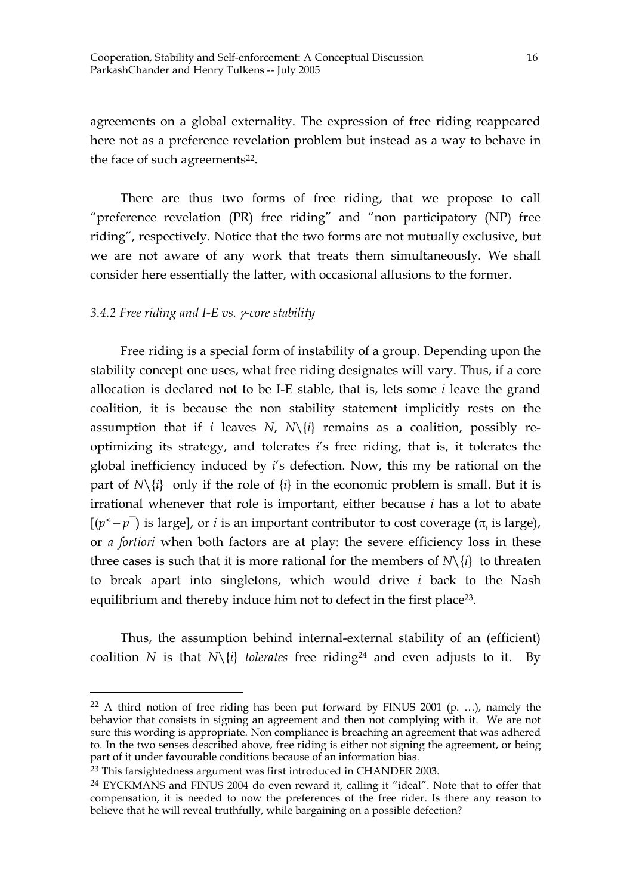agreements on a global externality. The expression of free riding reappeared here not as a preference revelation problem but instead as a way to behave in the face of such agreements[22].

There are thus two forms of free riding, that we propose to call "preference revelation (PR) free riding" and "non participatory (NP) free riding", respectively. Notice that the two forms are not mutually exclusive, but we are not aware of any work that treats them simultaneously. We shall consider here essentially the latter, with occasional allusions to the former.

### *3.4.2 Free riding and I-E vs. $\gamma$-core stability*

Free riding is a special form of instability of a group. Depending upon the stability concept one uses, what free riding designates will vary. Thus, if a core allocation is declared not to be I-E stable, that is, lets some $i$ leave the grand coalition, it is because the non stability statement implicitly rests on the assumption that if $i$ leaves $N$, $N\backslash\{i\}$ remains as a coalition, possibly re-optimizing its strategy, and tolerates $i$'s free riding, that is, it tolerates the global inefficiency induced by $i$'s defection. Now, this my be rational on the part of $N\backslash\{i\}$ only if the role of $\{i\}$ in the economic problem is small. But it is irrational whenever that role is important, either because $i$ has a lot to abate [$(p^* - \bar{p})$ is large], or $i$ is an important contributor to cost coverage ($\pi_i$ is large), or *a fortiori* when both factors are at play: the severe efficiency loss in these three cases is such that it is more rational for the members of $N\backslash\{i\}$ to threaten to break apart into singletons, which would drive $i$ back to the Nash equilibrium and thereby induce him not to defect in the first place[23].

Thus, the assumption behind internal-external stability of an (efficient) coalition $N$ is that $N\backslash\{i\}$ *tolerates* free riding[24] and even adjusts to it. By

---

[22] A third notion of free riding has been put forward by FINUS 2001 (p. …), namely the behavior that consists in signing an agreement and then not complying with it. We are not sure this wording is appropriate. Non compliance is breaching an agreement that was adhered to. In the two senses described above, free riding is either not signing the agreement, or being part of it under favourable conditions because of an information bias.

[23] This farsightedness argument was first introduced in CHANDER 2003.

[24] EYCKMANS and FINUS 2004 do even reward it, calling it "ideal". Note that to offer that compensation, it is needed to now the preferences of the free rider. Is there any reason to believe that he will reveal truthfully, while bargaining on a possible defection?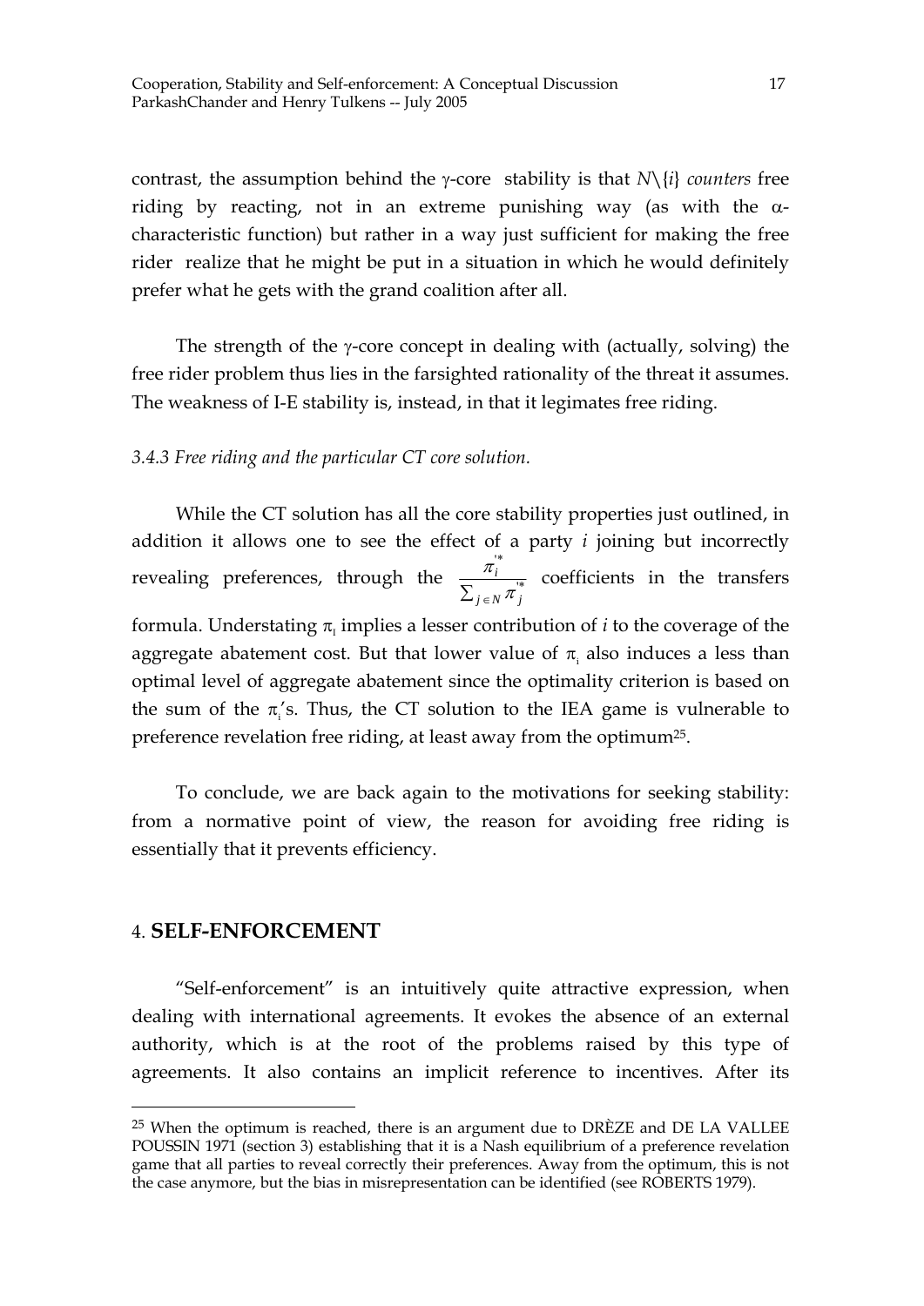contrast, the assumption behind the $\gamma$-core stability is that $N\backslash\{i\}$ *counters* free riding by reacting, not in an extreme punishing way (as with the $\alpha$-characteristic function) but rather in a way just sufficient for making the free rider realize that he might be put in a situation in which he would definitely prefer what he gets with the grand coalition after all.

The strength of the $\gamma$-core concept in dealing with (actually, solving) the free rider problem thus lies in the farsighted rationality of the threat it assumes. The weakness of I-E stability is, instead, in that it legimates free riding.

### *3.4.3 Free riding and the particular CT core solution.*

While the CT solution has all the core stability properties just outlined, in addition it allows one to see the effect of a party $i$ joining but incorrectly revealing preferences, through the $\frac{\pi_i^{'*}}{\sum_{j \in N} \pi_j^{'*}}$ coefficients in the transfers formula. Understating $\pi_i$ implies a lesser contribution of $i$ to the coverage of the aggregate abatement cost. But that lower value of $\pi_i$ also induces a less than optimal level of aggregate abatement since the optimality criterion is based on the sum of the $\pi_i$'s. Thus, the CT solution to the IEA game is vulnerable to preference revelation free riding, at least away from the optimum[25].

To conclude, we are back again to the motivations for seeking stability: from a normative point of view, the reason for avoiding free riding is essentially that it prevents efficiency.

## 4. **SELF-ENFORCEMENT**

"Self-enforcement" is an intuitively quite attractive expression, when dealing with international agreements. It evokes the absence of an external authority, which is at the root of the problems raised by this type of agreements. It also contains an implicit reference to incentives. After its

---

[25] When the optimum is reached, there is an argument due to DRÈZE and DE LA VALLEE POUSSIN 1971 (section 3) establishing that it is a Nash equilibrium of a preference revelation game that all parties to reveal correctly their preferences. Away from the optimum, this is not the case anymore, but the bias in misrepresentation can be identified (see ROBERTS 1979).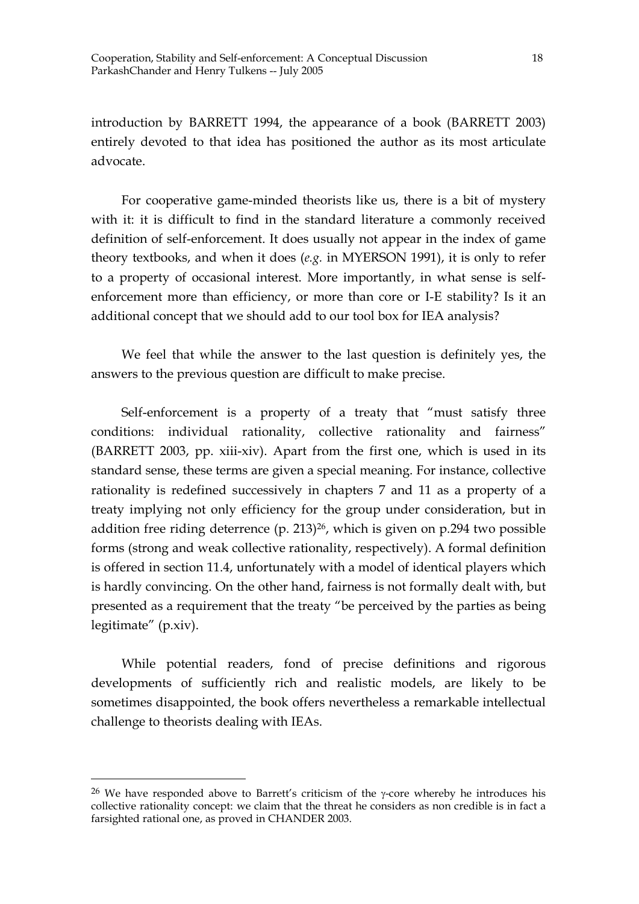introduction by BARRETT 1994, the appearance of a book (BARRETT 2003) entirely devoted to that idea has positioned the author as its most articulate advocate.

For cooperative game-minded theorists like us, there is a bit of mystery with it: it is difficult to find in the standard literature a commonly received definition of self-enforcement. It does usually not appear in the index of game theory textbooks, and when it does (*e.g.* in MYERSON 1991), it is only to refer to a property of occasional interest. More importantly, in what sense is self-enforcement more than efficiency, or more than core or I-E stability? Is it an additional concept that we should add to our tool box for IEA analysis?

We feel that while the answer to the last question is definitely yes, the answers to the previous question are difficult to make precise.

Self-enforcement is a property of a treaty that "must satisfy three conditions: individual rationality, collective rationality and fairness" (BARRETT 2003, pp. xiii-xiv). Apart from the first one, which is used in its standard sense, these terms are given a special meaning. For instance, collective rationality is redefined successively in chapters 7 and 11 as a property of a treaty implying not only efficiency for the group under consideration, but in addition free riding deterrence (p. 213)[26], which is given on p.294 two possible forms (strong and weak collective rationality, respectively). A formal definition is offered in section 11.4, unfortunately with a model of identical players which is hardly convincing. On the other hand, fairness is not formally dealt with, but presented as a requirement that the treaty "be perceived by the parties as being legitimate" (p.xiv).

While potential readers, fond of precise definitions and rigorous developments of sufficiently rich and realistic models, are likely to be sometimes disappointed, the book offers nevertheless a remarkable intellectual challenge to theorists dealing with IEAs.

---

[26] We have responded above to Barrett's criticism of the $\gamma$-core whereby he introduces his collective rationality concept: we claim that the threat he considers as non credible is in fact a farsighted rational one, as proved in CHANDER 2003.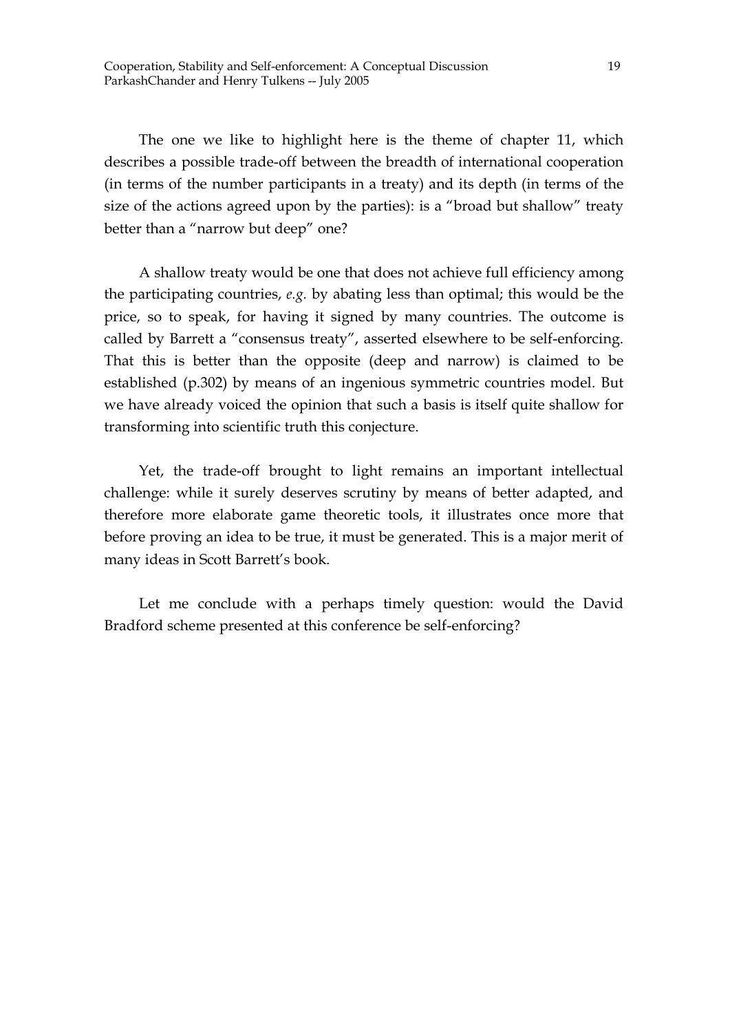The one we like to highlight here is the theme of chapter 11, which describes a possible trade-off between the breadth of international cooperation (in terms of the number participants in a treaty) and its depth (in terms of the size of the actions agreed upon by the parties): is a "broad but shallow" treaty better than a "narrow but deep" one?

A shallow treaty would be one that does not achieve full efficiency among the participating countries, *e.g.* by abating less than optimal; this would be the price, so to speak, for having it signed by many countries. The outcome is called by Barrett a "consensus treaty", asserted elsewhere to be self-enforcing. That this is better than the opposite (deep and narrow) is claimed to be established (p.302) by means of an ingenious symmetric countries model. But we have already voiced the opinion that such a basis is itself quite shallow for transforming into scientific truth this conjecture.

Yet, the trade-off brought to light remains an important intellectual challenge: while it surely deserves scrutiny by means of better adapted, and therefore more elaborate game theoretic tools, it illustrates once more that before proving an idea to be true, it must be generated. This is a major merit of many ideas in Scott Barrett's book.

Let me conclude with a perhaps timely question: would the David Bradford scheme presented at this conference be self-enforcing?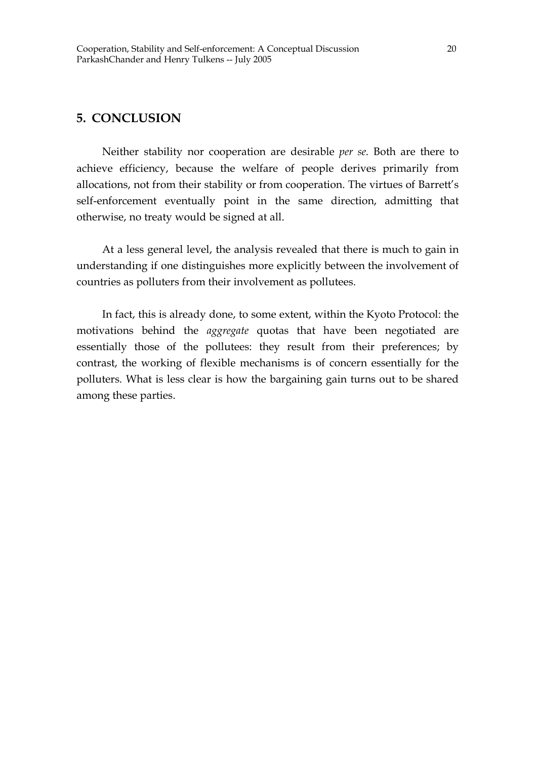## 5. CONCLUSION

Neither stability nor cooperation are desirable *per se*. Both are there to achieve efficiency, because the welfare of people derives primarily from allocations, not from their stability or from cooperation. The virtues of Barrett's self-enforcement eventually point in the same direction, admitting that otherwise, no treaty would be signed at all.

At a less general level, the analysis revealed that there is much to gain in understanding if one distinguishes more explicitly between the involvement of countries as polluters from their involvement as pollutees.

In fact, this is already done, to some extent, within the Kyoto Protocol: the motivations behind the *aggregate* quotas that have been negotiated are essentially those of the pollutees: they result from their preferences; by contrast, the working of flexible mechanisms is of concern essentially for the polluters. What is less clear is how the bargaining gain turns out to be shared among these parties.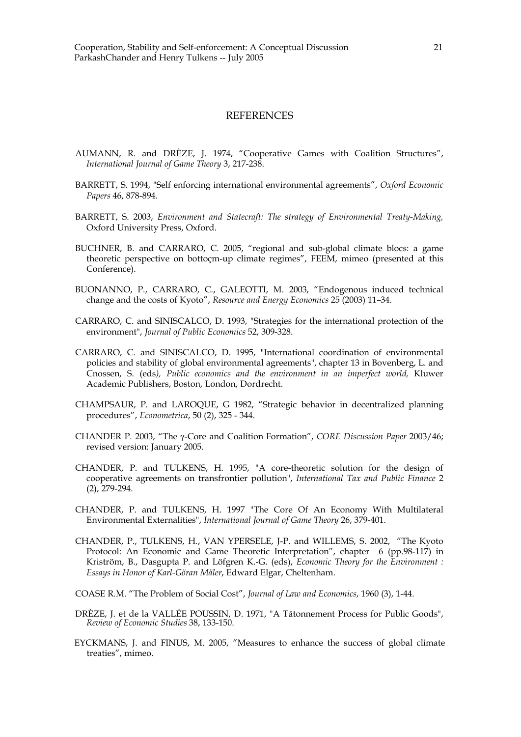## REFERENCES

AUMANN, R. and DRÈZE, J. 1974, "Cooperative Games with Coalition Structures", *International Journal of Game Theory* 3, 217-238.

BARRETT, S. 1994, "Self enforcing international environmental agreements", *Oxford Economic Papers* 46, 878-894.

BARRETT, S. 2003, *Environment and Statecraft: The strategy of Environmental Treaty-Making,* Oxford University Press, Oxford.

BUCHNER, B. and CARRARO, C. 2005, "regional and sub-global climate blocs: a game theoretic perspective on bottoçm-up climate regimes", FEEM, mimeo (presented at this Conference).

BUONANNO, P., CARRARO, C., GALEOTTI, M. 2003, "Endogenous induced technical change and the costs of Kyoto", *Resource and Energy Economics* 25 (2003) 11–34.

CARRARO, C. and SINISCALCO, D. 1993, "Strategies for the international protection of the environment", *Journal of Public Economics* 52, 309-328.

CARRARO, C. and SINISCALCO, D. 1995, "International coordination of environmental policies and stability of global environmental agreements", chapter 13 in Bovenberg, L. and Cnossen, S. (eds*), Public economics and the environment in an imperfect world,* Kluwer Academic Publishers, Boston, London, Dordrecht.

CHAMPSAUR, P. and LAROQUE, G 1982, "Strategic behavior in decentralized planning procedures", *Econometrica*, 50 (2), 325 - 344.

CHANDER P. 2003, "The γ-Core and Coalition Formation", *CORE Discussion Paper* 2003/46; revised version: January 2005.

CHANDER, P. and TULKENS, H. 1995, "A core-theoretic solution for the design of cooperative agreements on transfrontier pollution", *International Tax and Public Finance* 2 (2), 279-294.

CHANDER, P. and TULKENS, H. 1997 "The Core Of An Economy With Multilateral Environmental Externalities", *International Journal of Game Theory* 26, 379-401.

CHANDER, P., TULKENS, H., VAN YPERSELE, J-P. and WILLEMS, S. 2002, "The Kyoto Protocol: An Economic and Game Theoretic Interpretation", chapter 6 (pp.98-117) in Kriström, B., Dasgupta P. and Löfgren K.-G. (eds), *Economic Theory for the Environment : Essays in Honor of Karl-Göran Mäler*, Edward Elgar, Cheltenham.

COASE R.M. "The Problem of Social Cost", *Journal of Law and Economics*, 1960 (3), 1-44.

DRÈZE, J. et de la VALLÉE POUSSIN, D. 1971, "A Tâtonnement Process for Public Goods", *Review of Economic Studies* 38, 133-150.

EYCKMANS, J. and FINUS, M. 2005, "Measures to enhance the success of global climate treaties", mimeo.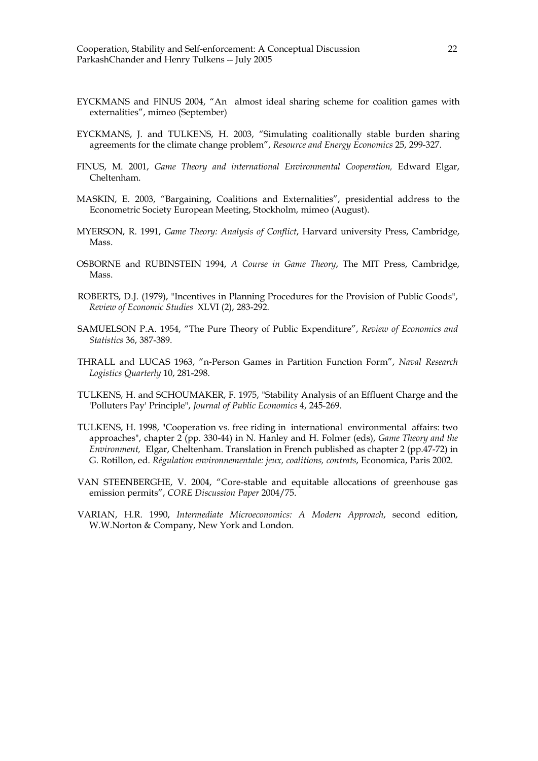EYCKMANS and FINUS 2004, "An almost ideal sharing scheme for coalition games with externalities", mimeo (September)

EYCKMANS, J. and TULKENS, H. 2003, "Simulating coalitionally stable burden sharing agreements for the climate change problem", *Resource and Energy Economics* 25, 299-327.

FINUS, M. 2001, *Game Theory and international Environmental Cooperation,* Edward Elgar, Cheltenham.

MASKIN, E. 2003, "Bargaining, Coalitions and Externalities", presidential address to the Econometric Society European Meeting, Stockholm, mimeo (August).

MYERSON, R. 1991, *Game Theory: Analysis of Conflict*, Harvard university Press, Cambridge, Mass.

OSBORNE and RUBINSTEIN 1994, *A Course in Game Theory*, The MIT Press, Cambridge, Mass.

ROBERTS, D.J. (1979), "Incentives in Planning Procedures for the Provision of Public Goods", *Review of Economic Studies* XLVI (2), 283-292.

SAMUELSON P.A. 1954, "The Pure Theory of Public Expenditure", *Review of Economics and Statistics* 36, 387-389.

THRALL and LUCAS 1963, "n-Person Games in Partition Function Form", *Naval Research Logistics Quarterly* 10, 281-298.

TULKENS, H. and SCHOUMAKER, F. 1975, "Stability Analysis of an Effluent Charge and the 'Polluters Pay' Principle", *Journal of Public Economics* 4, 245-269.

TULKENS, H. 1998, "Cooperation vs. free riding in international environmental affairs: two approaches", chapter 2 (pp. 330-44) in N. Hanley and H. Folmer (eds), *Game Theory and the Environment,* Elgar, Cheltenham. Translation in French published as chapter 2 (pp.47-72) in G. Rotillon, ed. *Régulation environnementale: jeux, coalitions, contrats*, Economica, Paris 2002.

VAN STEENBERGHE, V. 2004, "Core-stable and equitable allocations of greenhouse gas emission permits", *CORE Discussion Paper* 2004/75.

VARIAN, H.R. 1990, *Intermediate Microeconomics: A Modern Approach*, second edition, W.W.Norton & Company, New York and London.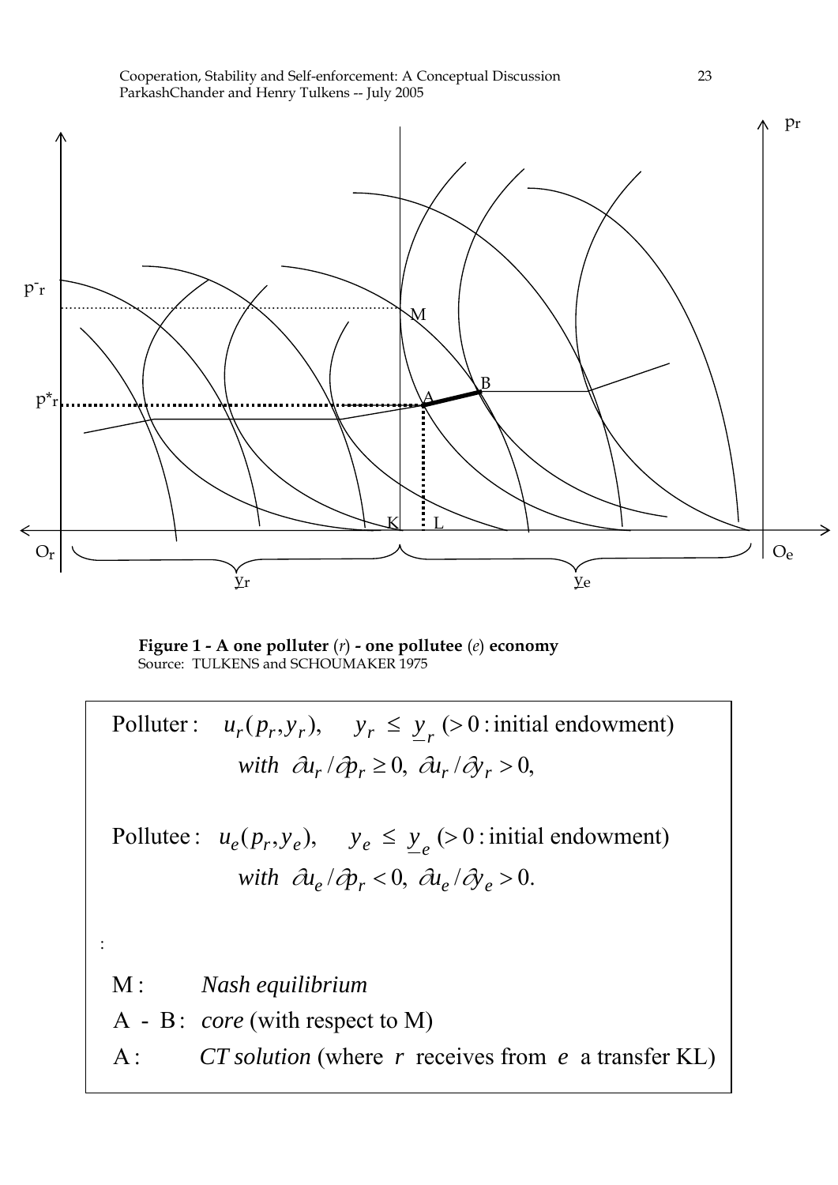**Figure 1 - A one polluter** ($r$) **- one pollutee** ($e$) **economy**
Source: TULKENS and SCHOUMAKER 1975

Polluter: $u_r(p_r, y_r)$, $\quad y_r \leq \underline{y}_r$ ($>0$ : initial endowment)

$$with \;\; \partial u_r / \partial p_r \geq 0, \; \partial u_r / \partial y_r > 0,$$

Pollutee: $u_e(p_r, y_e)$, $\quad y_e \leq \underline{y}_e$ ($>0$ : initial endowment)

$$with \;\; \partial u_e / \partial p_r < 0, \; \partial u_e / \partial y_e > 0.$$

:

M : *Nash equilibrium*

A - B : *core* (with respect to M)

A : *CT solution* (where $r$ receives from $e$ a transfer KL)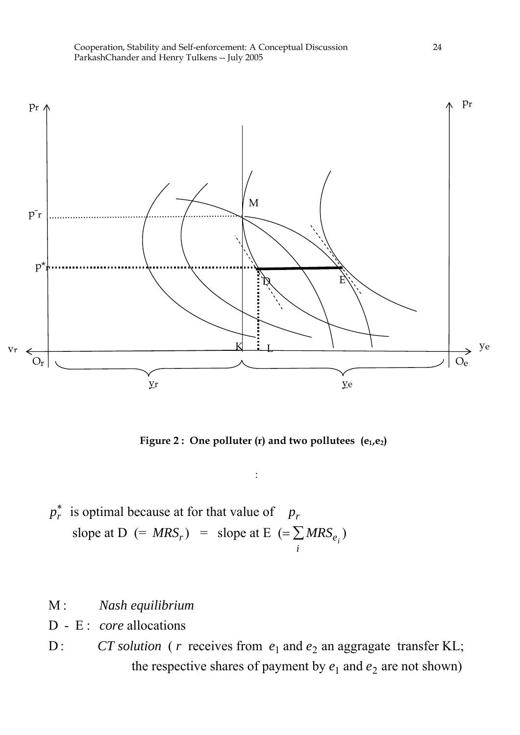**Figure 2 : One polluter (r) and two pollutees $(e_1,e_2)$**

:

$p_r^*$ is optimal because at for that value of $p_r$
slope at D (= $MRS_r$) = slope at E $(= \sum_i MRS_{e_i})$

M : *Nash equilibrium*

D - E : *core* allocations

D : *CT solution* ( $r$ receives from $e_1$ and $e_2$ an aggragate transfer KL; the respective shares of payment by $e_1$ and $e_2$ are not shown)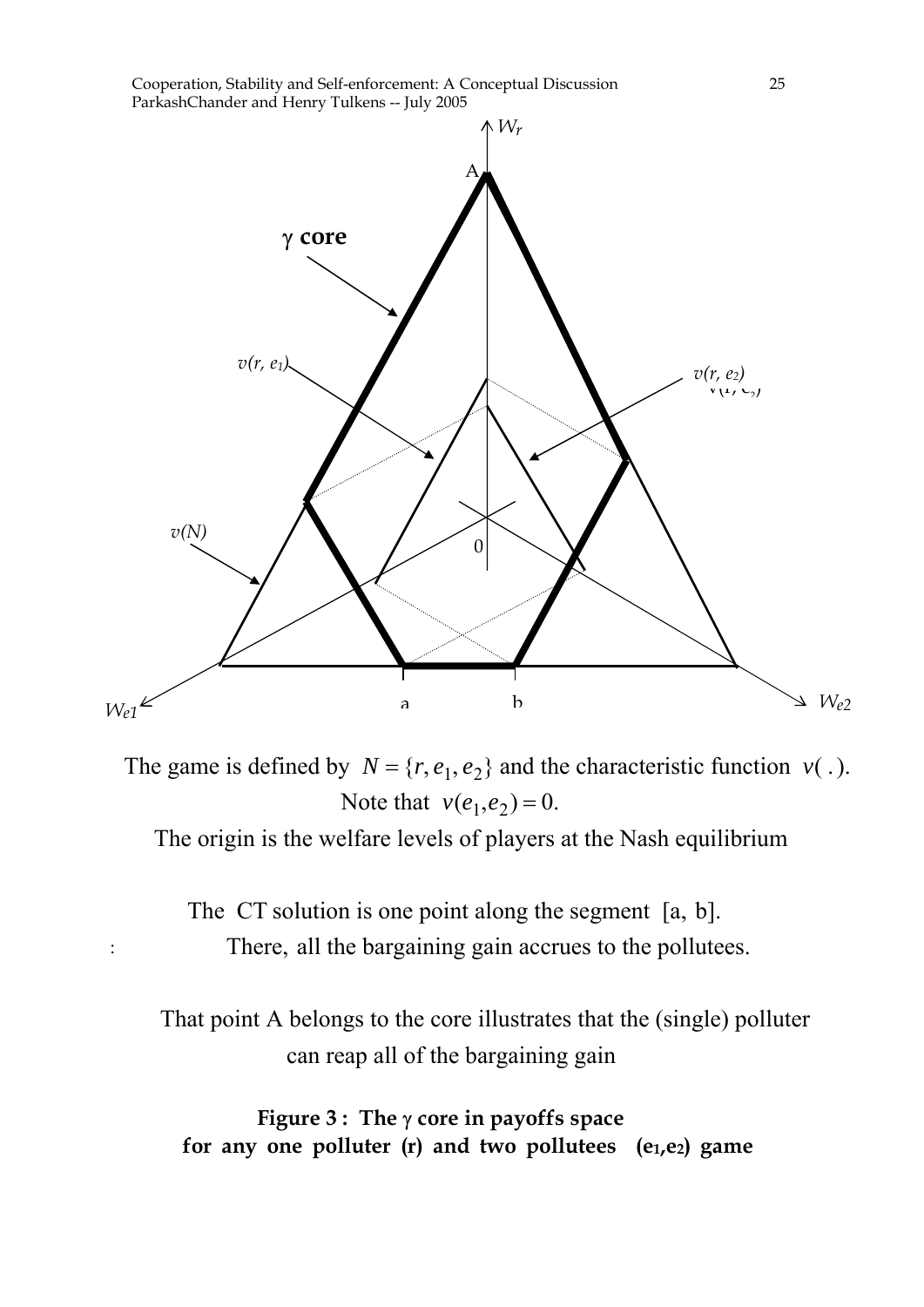γ core

v(r, e1)

v(r, e2)

v(N)

$W_r$

A

0

$W_{e1}$

a

b

$W_{e2}$

The game is defined by $N = \{r, e_1, e_2\}$ and the characteristic function $v(\,.\,)$.

Note that $v(e_1, e_2) = 0$.

The origin is the welfare levels of players at the Nash equilibrium

The CT solution is one point along the segment [a, b].

There, all the bargaining gain accrues to the pollutees.

That point A belongs to the core illustrates that the (single) polluter can reap all of the bargaining gain

**Figure 3 : The γ core in payoffs space for any one polluter (r) and two pollutees ($e_1$,$e_2$) game**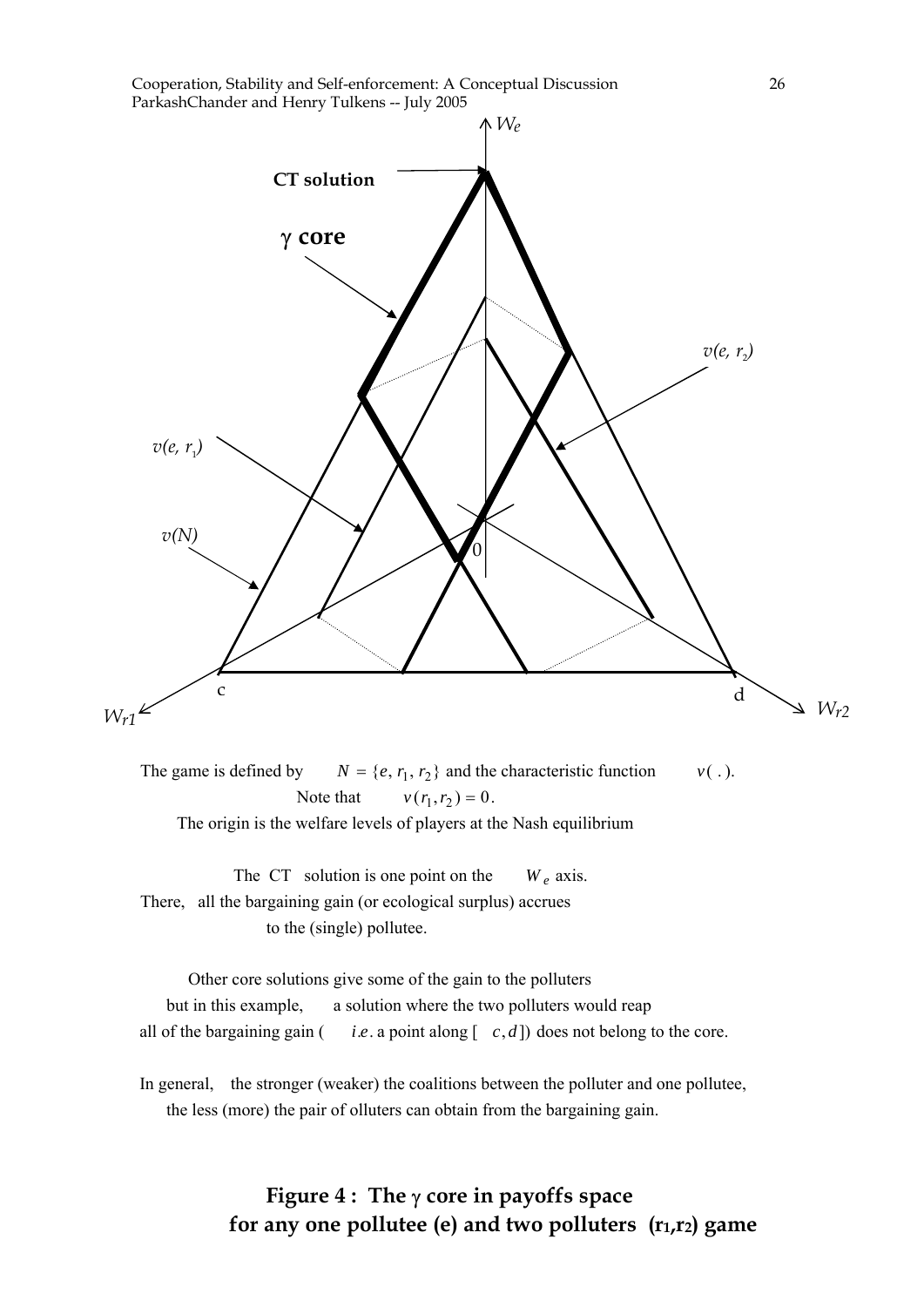$W_e$

CT solution

γ core

$v(e, r_2)$

$v(e, r_1)$

$v(N)$

0

c

d

$W_{r1}$

$W_{r2}$

The game is defined by $N = \{e, r_1, r_2\}$ and the characteristic function $v( . )$.
Note that $v(r_1, r_2) = 0$.
The origin is the welfare levels of players at the Nash equilibrium

The CT solution is one point on the $W_e$ axis.
There, all the bargaining gain (or ecological surplus) accrues
to the (single) pollutee.

Other core solutions give some of the gain to the polluters
but in this example, a solution where the two polluters would reap
all of the bargaining gain ( *i.e*. a point along $[c, d]$) does not belong to the core.

In general, the stronger (weaker) the coalitions between the polluter and one pollutee,
the less (more) the pair of olluters can obtain from the bargaining gain.

**Figure 4 : The γ core in payoffs space**
**for any one pollutee (e) and two polluters ($r_1$,$r_2$) game**